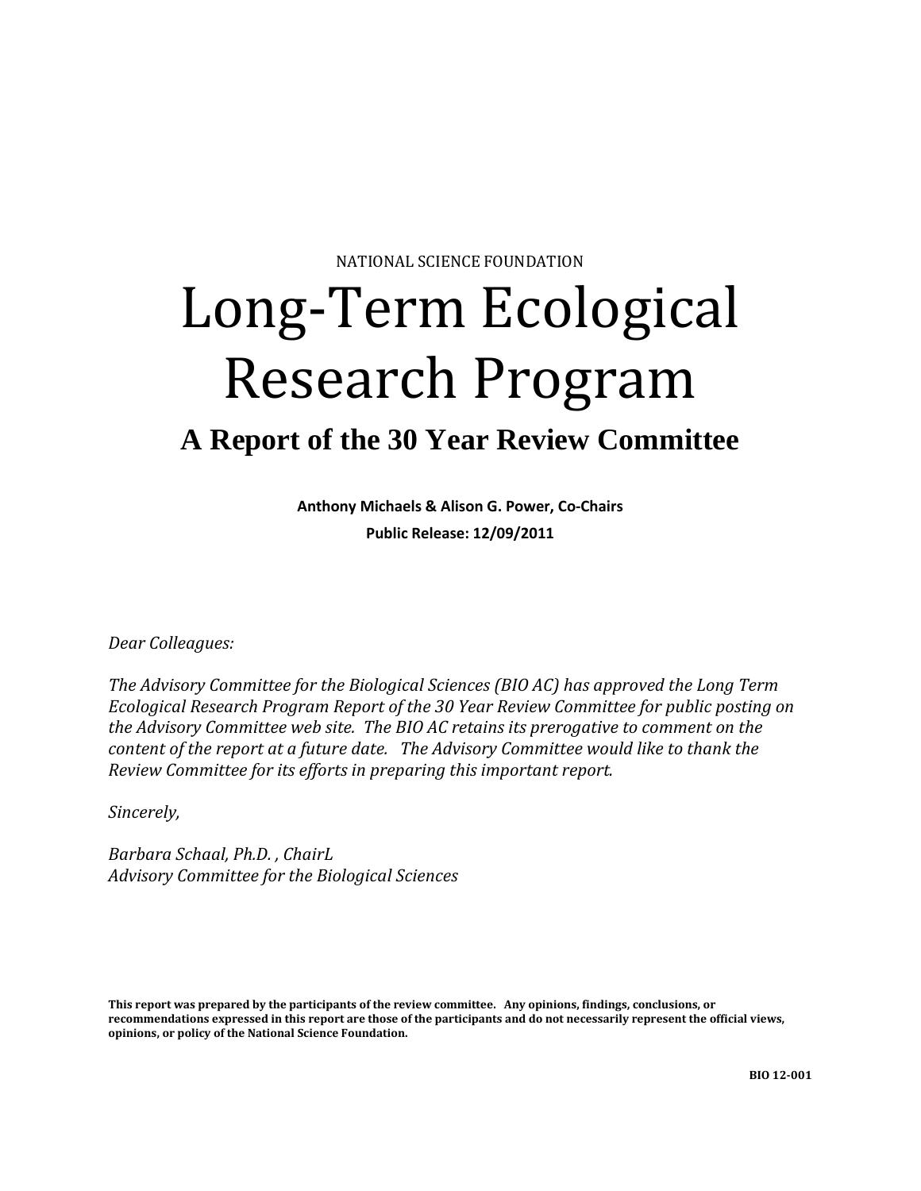NATIONAL SCIENCE FOUNDATION

# Long-Term Ecological Research Program

## A Report of the 30 Year Review Committee

**Anthony Michaels & Alison G. Power, Co-Chairs**

**Public Release: 12/09/2011**

*Dear Colleagues:*

*The Advisory Committee for the Biological Sciences (BIO AC) has approved the Long Term Ecological Research Program Report of the 30 Year Review Committee for public posting on the Advisory Committee web site. The BIO AC retains its prerogative to comment on the content of the report at a future date. The Advisory Committee would like to thank the Review Committee for its efforts in preparing this important report.*

*Sincerely,*

*Barbara Schaal, Ph.D. , ChairL*
*Advisory Committee for the Biological Sciences*

**This report was prepared by the participants of the review committee. Any opinions, findings, conclusions, or recommendations expressed in this report are those of the participants and do not necessarily represent the official views, opinions, or policy of the National Science Foundation.**

**BIO 12-001**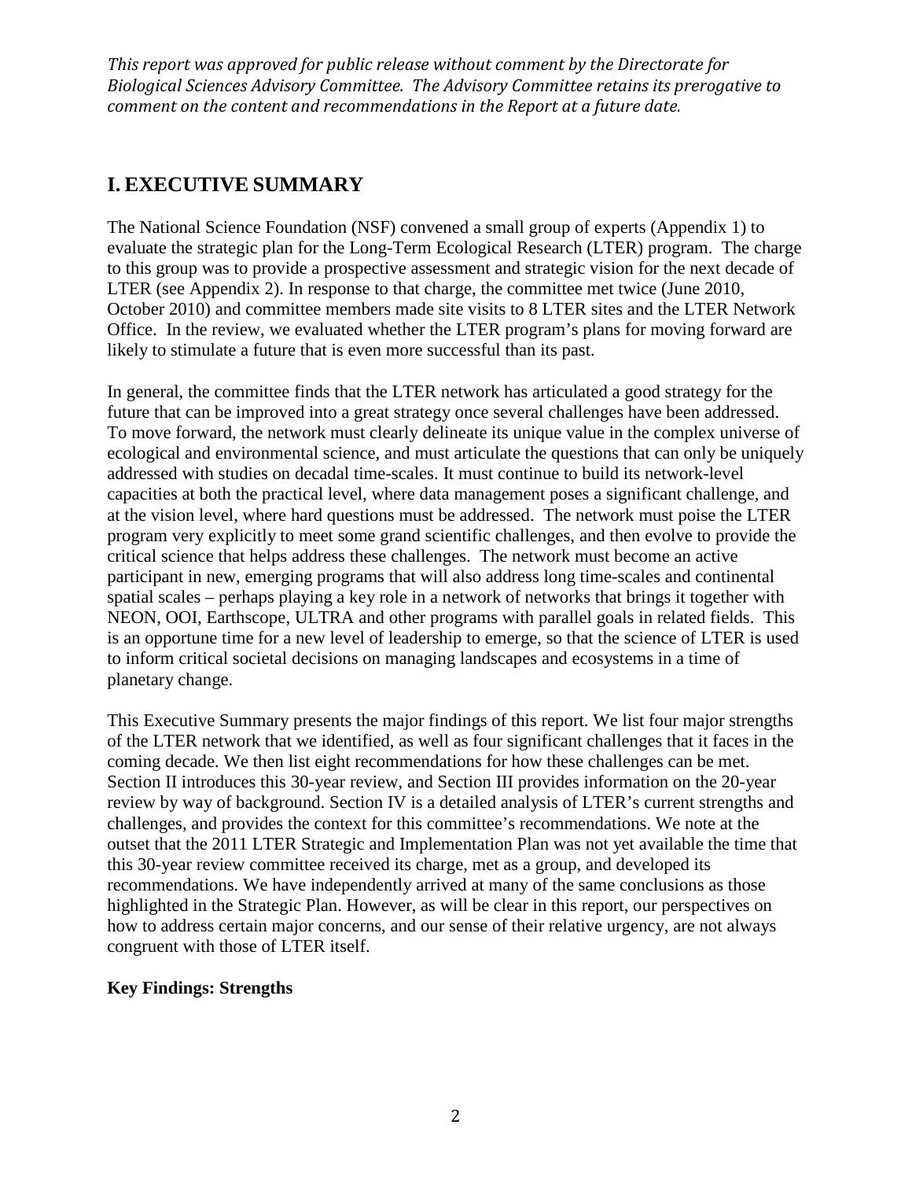*This report was approved for public release without comment by the Directorate for Biological Sciences Advisory Committee. The Advisory Committee retains its prerogative to comment on the content and recommendations in the Report at a future date.*

## I. EXECUTIVE SUMMARY

The National Science Foundation (NSF) convened a small group of experts (Appendix 1) to evaluate the strategic plan for the Long-Term Ecological Research (LTER) program. The charge to this group was to provide a prospective assessment and strategic vision for the next decade of LTER (see Appendix 2). In response to that charge, the committee met twice (June 2010, October 2010) and committee members made site visits to 8 LTER sites and the LTER Network Office. In the review, we evaluated whether the LTER program's plans for moving forward are likely to stimulate a future that is even more successful than its past.

In general, the committee finds that the LTER network has articulated a good strategy for the future that can be improved into a great strategy once several challenges have been addressed. To move forward, the network must clearly delineate its unique value in the complex universe of ecological and environmental science, and must articulate the questions that can only be uniquely addressed with studies on decadal time-scales. It must continue to build its network-level capacities at both the practical level, where data management poses a significant challenge, and at the vision level, where hard questions must be addressed. The network must poise the LTER program very explicitly to meet some grand scientific challenges, and then evolve to provide the critical science that helps address these challenges. The network must become an active participant in new, emerging programs that will also address long time-scales and continental spatial scales – perhaps playing a key role in a network of networks that brings it together with NEON, OOI, Earthscope, ULTRA and other programs with parallel goals in related fields. This is an opportune time for a new level of leadership to emerge, so that the science of LTER is used to inform critical societal decisions on managing landscapes and ecosystems in a time of planetary change.

This Executive Summary presents the major findings of this report. We list four major strengths of the LTER network that we identified, as well as four significant challenges that it faces in the coming decade. We then list eight recommendations for how these challenges can be met. Section II introduces this 30-year review, and Section III provides information on the 20-year review by way of background. Section IV is a detailed analysis of LTER's current strengths and challenges, and provides the context for this committee's recommendations. We note at the outset that the 2011 LTER Strategic and Implementation Plan was not yet available the time that this 30-year review committee received its charge, met as a group, and developed its recommendations. We have independently arrived at many of the same conclusions as those highlighted in the Strategic Plan. However, as will be clear in this report, our perspectives on how to address certain major concerns, and our sense of their relative urgency, are not always congruent with those of LTER itself.

**Key Findings: Strengths**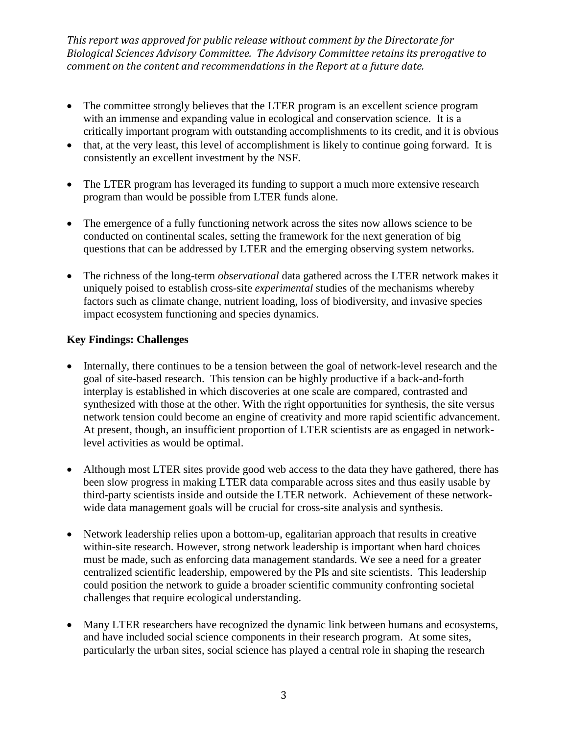- The committee strongly believes that the LTER program is an excellent science program with an immense and expanding value in ecological and conservation science. It is a critically important program with outstanding accomplishments to its credit, and it is obvious
- that, at the very least, this level of accomplishment is likely to continue going forward. It is consistently an excellent investment by the NSF.

- The LTER program has leveraged its funding to support a much more extensive research program than would be possible from LTER funds alone.

- The emergence of a fully functioning network across the sites now allows science to be conducted on continental scales, setting the framework for the next generation of big questions that can be addressed by LTER and the emerging observing system networks.

- The richness of the long-term *observational* data gathered across the LTER network makes it uniquely poised to establish cross-site *experimental* studies of the mechanisms whereby factors such as climate change, nutrient loading, loss of biodiversity, and invasive species impact ecosystem functioning and species dynamics.

**Key Findings: Challenges**

- Internally, there continues to be a tension between the goal of network-level research and the goal of site-based research. This tension can be highly productive if a back-and-forth interplay is established in which discoveries at one scale are compared, contrasted and synthesized with those at the other. With the right opportunities for synthesis, the site versus network tension could become an engine of creativity and more rapid scientific advancement. At present, though, an insufficient proportion of LTER scientists are as engaged in network-level activities as would be optimal.

- Although most LTER sites provide good web access to the data they have gathered, there has been slow progress in making LTER data comparable across sites and thus easily usable by third-party scientists inside and outside the LTER network. Achievement of these network-wide data management goals will be crucial for cross-site analysis and synthesis.

- Network leadership relies upon a bottom-up, egalitarian approach that results in creative within-site research. However, strong network leadership is important when hard choices must be made, such as enforcing data management standards. We see a need for a greater centralized scientific leadership, empowered by the PIs and site scientists. This leadership could position the network to guide a broader scientific community confronting societal challenges that require ecological understanding.

- Many LTER researchers have recognized the dynamic link between humans and ecosystems, and have included social science components in their research program. At some sites, particularly the urban sites, social science has played a central role in shaping the research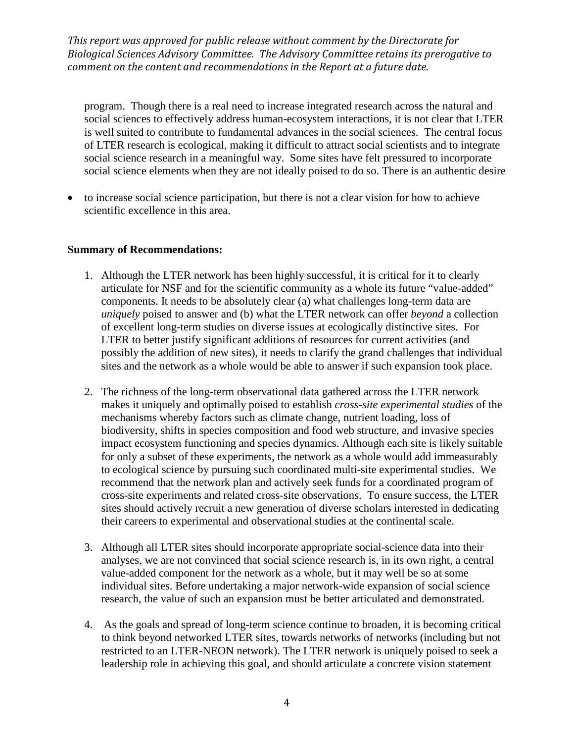program. Though there is a real need to increase integrated research across the natural and social sciences to effectively address human-ecosystem interactions, it is not clear that LTER is well suited to contribute to fundamental advances in the social sciences. The central focus of LTER research is ecological, making it difficult to attract social scientists and to integrate social science research in a meaningful way. Some sites have felt pressured to incorporate social science elements when they are not ideally poised to do so. There is an authentic desire

- to increase social science participation, but there is not a clear vision for how to achieve scientific excellence in this area.

**Summary of Recommendations:**

1. Although the LTER network has been highly successful, it is critical for it to clearly articulate for NSF and for the scientific community as a whole its future "value-added" components. It needs to be absolutely clear (a) what challenges long-term data are *uniquely* poised to answer and (b) what the LTER network can offer *beyond* a collection of excellent long-term studies on diverse issues at ecologically distinctive sites. For LTER to better justify significant additions of resources for current activities (and possibly the addition of new sites), it needs to clarify the grand challenges that individual sites and the network as a whole would be able to answer if such expansion took place.

2. The richness of the long-term observational data gathered across the LTER network makes it uniquely and optimally poised to establish *cross-site experimental studies* of the mechanisms whereby factors such as climate change, nutrient loading, loss of biodiversity, shifts in species composition and food web structure, and invasive species impact ecosystem functioning and species dynamics. Although each site is likely suitable for only a subset of these experiments, the network as a whole would add immeasurably to ecological science by pursuing such coordinated multi-site experimental studies. We recommend that the network plan and actively seek funds for a coordinated program of cross-site experiments and related cross-site observations. To ensure success, the LTER sites should actively recruit a new generation of diverse scholars interested in dedicating their careers to experimental and observational studies at the continental scale.

3. Although all LTER sites should incorporate appropriate social-science data into their analyses, we are not convinced that social science research is, in its own right, a central value-added component for the network as a whole, but it may well be so at some individual sites. Before undertaking a major network-wide expansion of social science research, the value of such an expansion must be better articulated and demonstrated.

4. As the goals and spread of long-term science continue to broaden, it is becoming critical to think beyond networked LTER sites, towards networks of networks (including but not restricted to an LTER-NEON network). The LTER network is uniquely poised to seek a leadership role in achieving this goal, and should articulate a concrete vision statement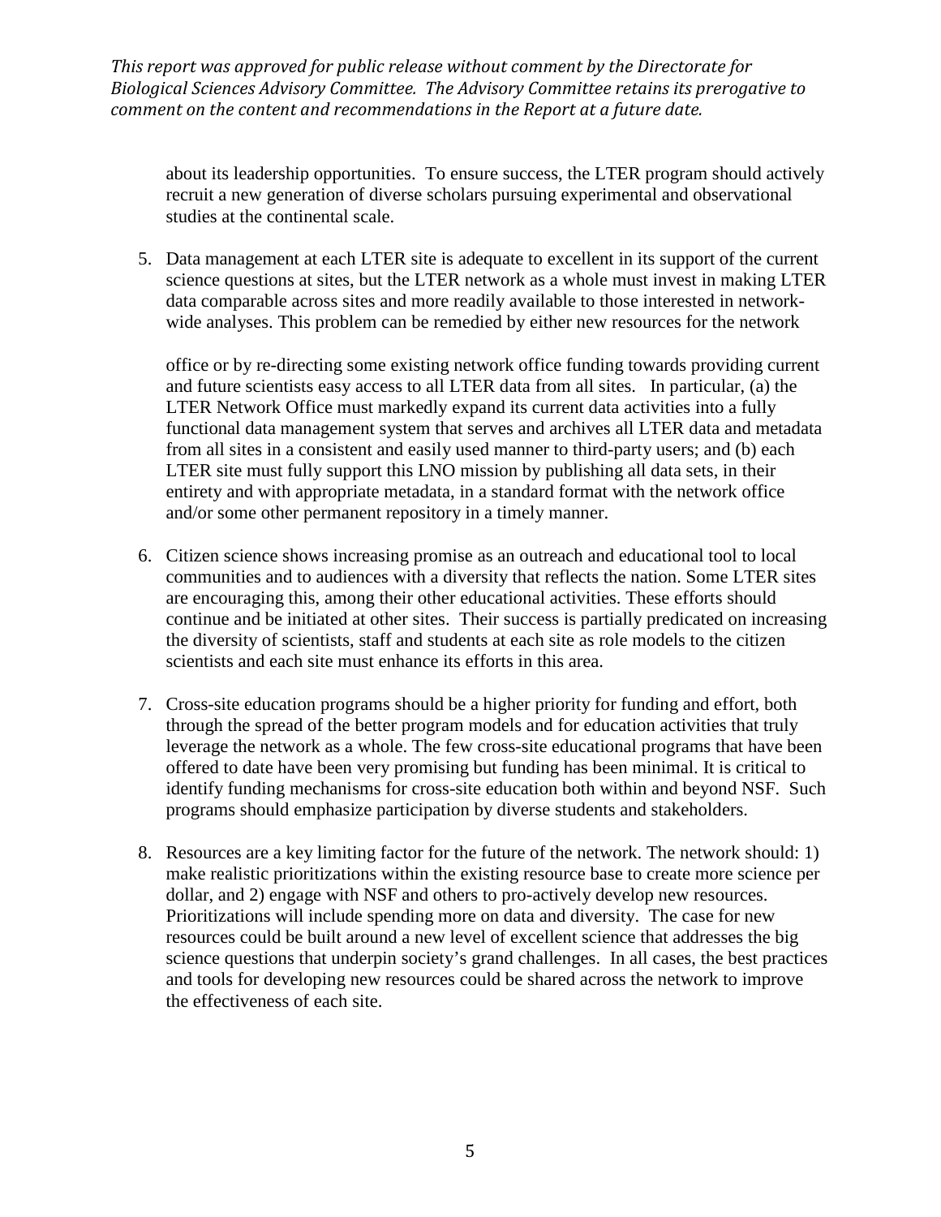about its leadership opportunities. To ensure success, the LTER program should actively recruit a new generation of diverse scholars pursuing experimental and observational studies at the continental scale.

5. Data management at each LTER site is adequate to excellent in its support of the current science questions at sites, but the LTER network as a whole must invest in making LTER data comparable across sites and more readily available to those interested in network-wide analyses. This problem can be remedied by either new resources for the network office or by re-directing some existing network office funding towards providing current and future scientists easy access to all LTER data from all sites. In particular, (a) the LTER Network Office must markedly expand its current data activities into a fully functional data management system that serves and archives all LTER data and metadata from all sites in a consistent and easily used manner to third-party users; and (b) each LTER site must fully support this LNO mission by publishing all data sets, in their entirety and with appropriate metadata, in a standard format with the network office and/or some other permanent repository in a timely manner.

6. Citizen science shows increasing promise as an outreach and educational tool to local communities and to audiences with a diversity that reflects the nation. Some LTER sites are encouraging this, among their other educational activities. These efforts should continue and be initiated at other sites. Their success is partially predicated on increasing the diversity of scientists, staff and students at each site as role models to the citizen scientists and each site must enhance its efforts in this area.

7. Cross-site education programs should be a higher priority for funding and effort, both through the spread of the better program models and for education activities that truly leverage the network as a whole. The few cross-site educational programs that have been offered to date have been very promising but funding has been minimal. It is critical to identify funding mechanisms for cross-site education both within and beyond NSF. Such programs should emphasize participation by diverse students and stakeholders.

8. Resources are a key limiting factor for the future of the network. The network should: 1) make realistic prioritizations within the existing resource base to create more science per dollar, and 2) engage with NSF and others to pro-actively develop new resources. Prioritizations will include spending more on data and diversity. The case for new resources could be built around a new level of excellent science that addresses the big science questions that underpin society's grand challenges. In all cases, the best practices and tools for developing new resources could be shared across the network to improve the effectiveness of each site.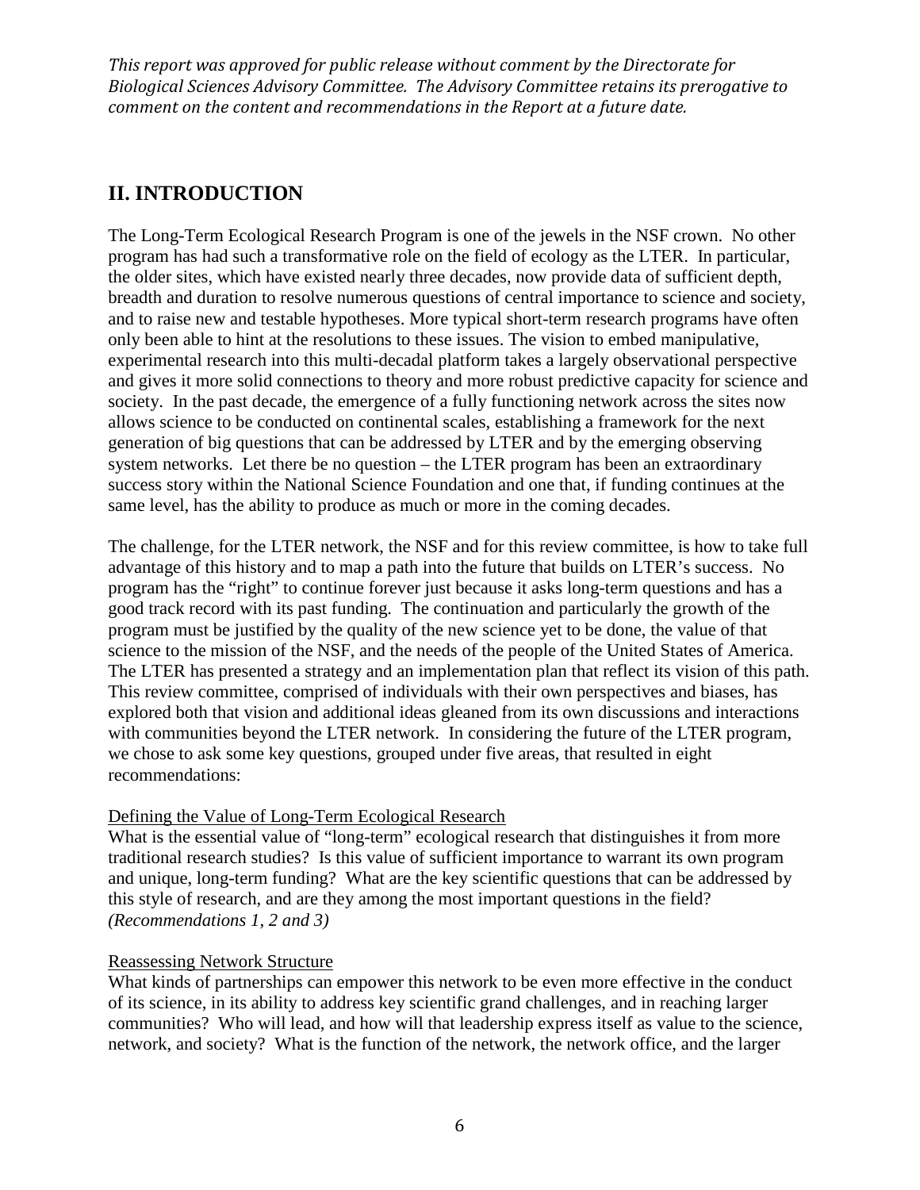*This report was approved for public release without comment by the Directorate for Biological Sciences Advisory Committee. The Advisory Committee retains its prerogative to comment on the content and recommendations in the Report at a future date.*

## II. INTRODUCTION

The Long-Term Ecological Research Program is one of the jewels in the NSF crown. No other program has had such a transformative role on the field of ecology as the LTER. In particular, the older sites, which have existed nearly three decades, now provide data of sufficient depth, breadth and duration to resolve numerous questions of central importance to science and society, and to raise new and testable hypotheses. More typical short-term research programs have often only been able to hint at the resolutions to these issues. The vision to embed manipulative, experimental research into this multi-decadal platform takes a largely observational perspective and gives it more solid connections to theory and more robust predictive capacity for science and society. In the past decade, the emergence of a fully functioning network across the sites now allows science to be conducted on continental scales, establishing a framework for the next generation of big questions that can be addressed by LTER and by the emerging observing system networks. Let there be no question – the LTER program has been an extraordinary success story within the National Science Foundation and one that, if funding continues at the same level, has the ability to produce as much or more in the coming decades.

The challenge, for the LTER network, the NSF and for this review committee, is how to take full advantage of this history and to map a path into the future that builds on LTER's success. No program has the "right" to continue forever just because it asks long-term questions and has a good track record with its past funding. The continuation and particularly the growth of the program must be justified by the quality of the new science yet to be done, the value of that science to the mission of the NSF, and the needs of the people of the United States of America. The LTER has presented a strategy and an implementation plan that reflect its vision of this path. This review committee, comprised of individuals with their own perspectives and biases, has explored both that vision and additional ideas gleaned from its own discussions and interactions with communities beyond the LTER network. In considering the future of the LTER program, we chose to ask some key questions, grouped under five areas, that resulted in eight recommendations:

Defining the Value of Long-Term Ecological Research

What is the essential value of "long-term" ecological research that distinguishes it from more traditional research studies? Is this value of sufficient importance to warrant its own program and unique, long-term funding? What are the key scientific questions that can be addressed by this style of research, and are they among the most important questions in the field? *(Recommendations 1, 2 and 3)*

Reassessing Network Structure

What kinds of partnerships can empower this network to be even more effective in the conduct of its science, in its ability to address key scientific grand challenges, and in reaching larger communities? Who will lead, and how will that leadership express itself as value to the science, network, and society? What is the function of the network, the network office, and the larger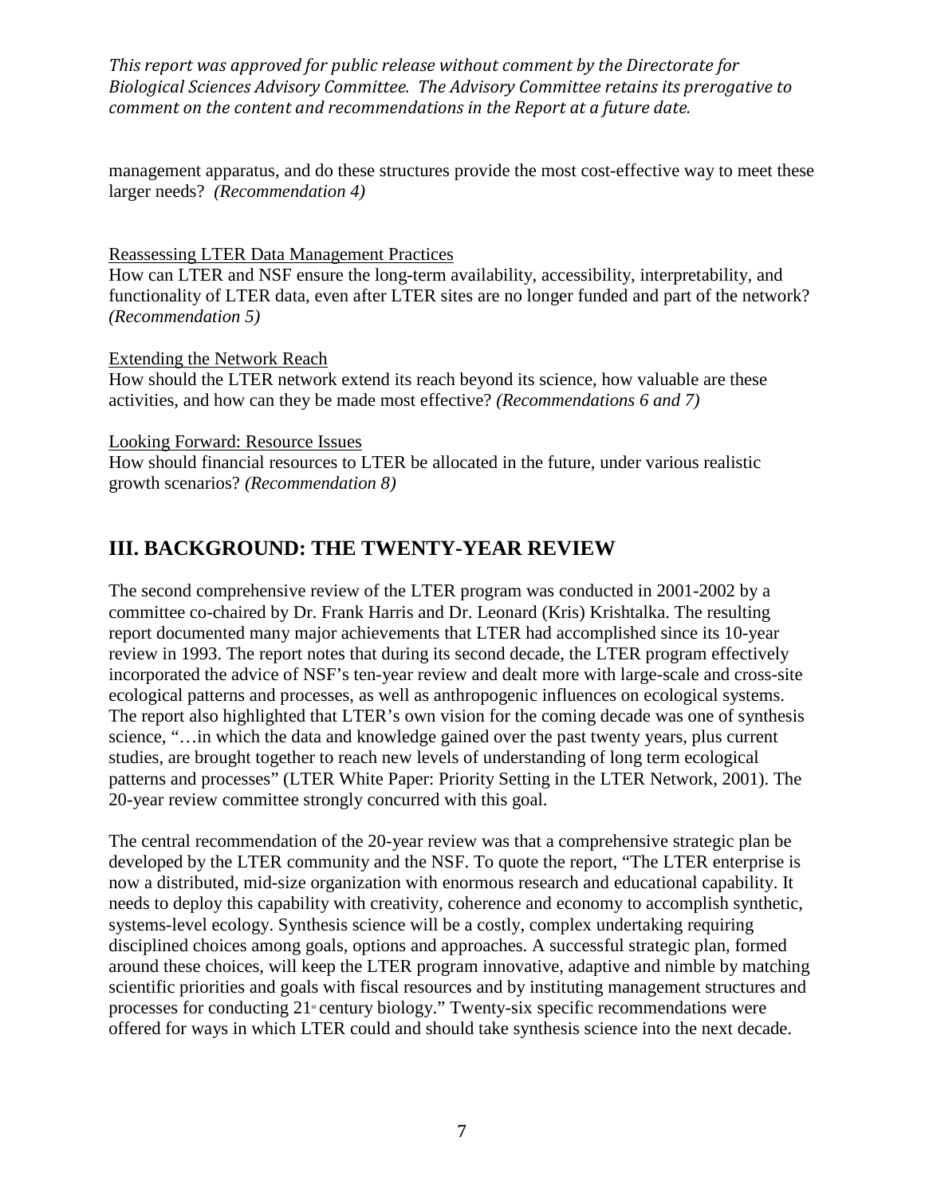*This report was approved for public release without comment by the Directorate for Biological Sciences Advisory Committee. The Advisory Committee retains its prerogative to comment on the content and recommendations in the Report at a future date.*

management apparatus, and do these structures provide the most cost-effective way to meet these larger needs? *(Recommendation 4)*

Reassessing LTER Data Management Practices

How can LTER and NSF ensure the long-term availability, accessibility, interpretability, and functionality of LTER data, even after LTER sites are no longer funded and part of the network? *(Recommendation 5)*

Extending the Network Reach

How should the LTER network extend its reach beyond its science, how valuable are these activities, and how can they be made most effective? *(Recommendations 6 and 7)*

Looking Forward: Resource Issues

How should financial resources to LTER be allocated in the future, under various realistic growth scenarios? *(Recommendation 8)*

## III. BACKGROUND: THE TWENTY-YEAR REVIEW

The second comprehensive review of the LTER program was conducted in 2001-2002 by a committee co-chaired by Dr. Frank Harris and Dr. Leonard (Kris) Krishtalka. The resulting report documented many major achievements that LTER had accomplished since its 10-year review in 1993. The report notes that during its second decade, the LTER program effectively incorporated the advice of NSF's ten-year review and dealt more with large-scale and cross-site ecological patterns and processes, as well as anthropogenic influences on ecological systems. The report also highlighted that LTER's own vision for the coming decade was one of synthesis science, "…in which the data and knowledge gained over the past twenty years, plus current studies, are brought together to reach new levels of understanding of long term ecological patterns and processes" (LTER White Paper: Priority Setting in the LTER Network, 2001). The 20-year review committee strongly concurred with this goal.

The central recommendation of the 20-year review was that a comprehensive strategic plan be developed by the LTER community and the NSF. To quote the report, "The LTER enterprise is now a distributed, mid-size organization with enormous research and educational capability. It needs to deploy this capability with creativity, coherence and economy to accomplish synthetic, systems-level ecology. Synthesis science will be a costly, complex undertaking requiring disciplined choices among goals, options and approaches. A successful strategic plan, formed around these choices, will keep the LTER program innovative, adaptive and nimble by matching scientific priorities and goals with fiscal resources and by instituting management structures and processes for conducting 21st century biology." Twenty-six specific recommendations were offered for ways in which LTER could and should take synthesis science into the next decade.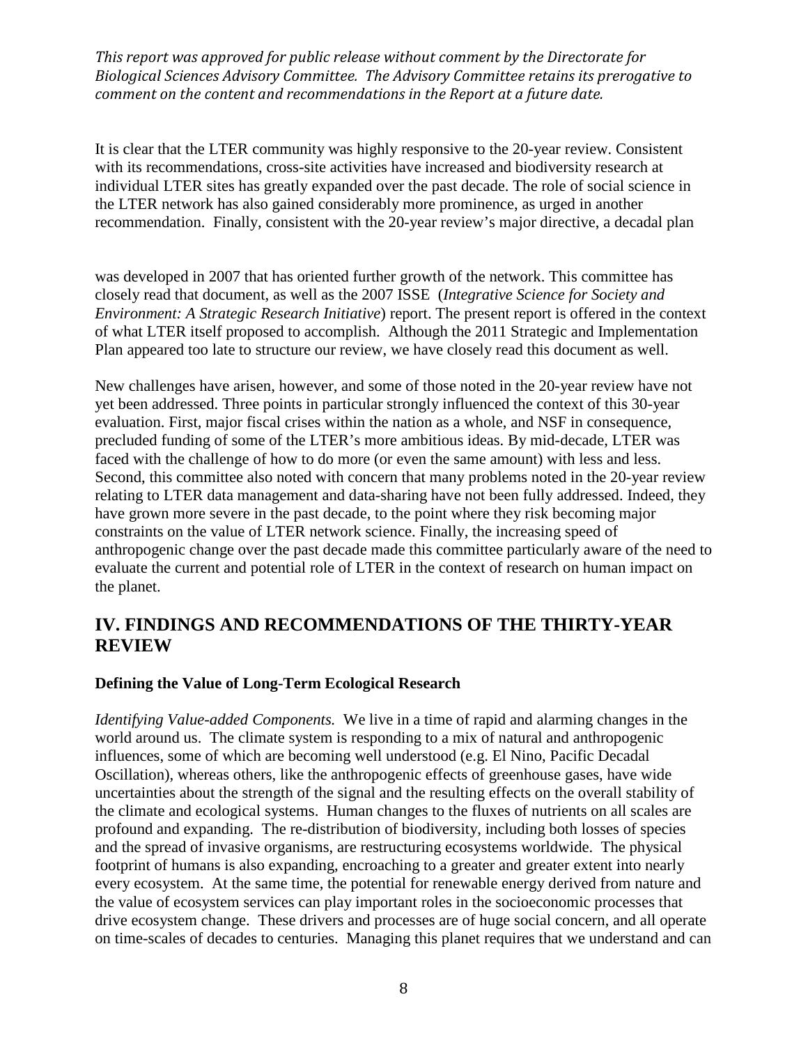*This report was approved for public release without comment by the Directorate for Biological Sciences Advisory Committee. The Advisory Committee retains its prerogative to comment on the content and recommendations in the Report at a future date.*

It is clear that the LTER community was highly responsive to the 20-year review. Consistent with its recommendations, cross-site activities have increased and biodiversity research at individual LTER sites has greatly expanded over the past decade. The role of social science in the LTER network has also gained considerably more prominence, as urged in another recommendation. Finally, consistent with the 20-year review's major directive, a decadal plan was developed in 2007 that has oriented further growth of the network. This committee has closely read that document, as well as the 2007 ISSE (*Integrative Science for Society and Environment: A Strategic Research Initiative*) report. The present report is offered in the context of what LTER itself proposed to accomplish. Although the 2011 Strategic and Implementation Plan appeared too late to structure our review, we have closely read this document as well.

New challenges have arisen, however, and some of those noted in the 20-year review have not yet been addressed. Three points in particular strongly influenced the context of this 30-year evaluation. First, major fiscal crises within the nation as a whole, and NSF in consequence, precluded funding of some of the LTER's more ambitious ideas. By mid-decade, LTER was faced with the challenge of how to do more (or even the same amount) with less and less. Second, this committee also noted with concern that many problems noted in the 20-year review relating to LTER data management and data-sharing have not been fully addressed. Indeed, they have grown more severe in the past decade, to the point where they risk becoming major constraints on the value of LTER network science. Finally, the increasing speed of anthropogenic change over the past decade made this committee particularly aware of the need to evaluate the current and potential role of LTER in the context of research on human impact on the planet.

## IV. FINDINGS AND RECOMMENDATIONS OF THE THIRTY-YEAR REVIEW

### Defining the Value of Long-Term Ecological Research

*Identifying Value-added Components.* We live in a time of rapid and alarming changes in the world around us. The climate system is responding to a mix of natural and anthropogenic influences, some of which are becoming well understood (e.g. El Nino, Pacific Decadal Oscillation), whereas others, like the anthropogenic effects of greenhouse gases, have wide uncertainties about the strength of the signal and the resulting effects on the overall stability of the climate and ecological systems. Human changes to the fluxes of nutrients on all scales are profound and expanding. The re-distribution of biodiversity, including both losses of species and the spread of invasive organisms, are restructuring ecosystems worldwide. The physical footprint of humans is also expanding, encroaching to a greater and greater extent into nearly every ecosystem. At the same time, the potential for renewable energy derived from nature and the value of ecosystem services can play important roles in the socioeconomic processes that drive ecosystem change. These drivers and processes are of huge social concern, and all operate on time-scales of decades to centuries. Managing this planet requires that we understand and can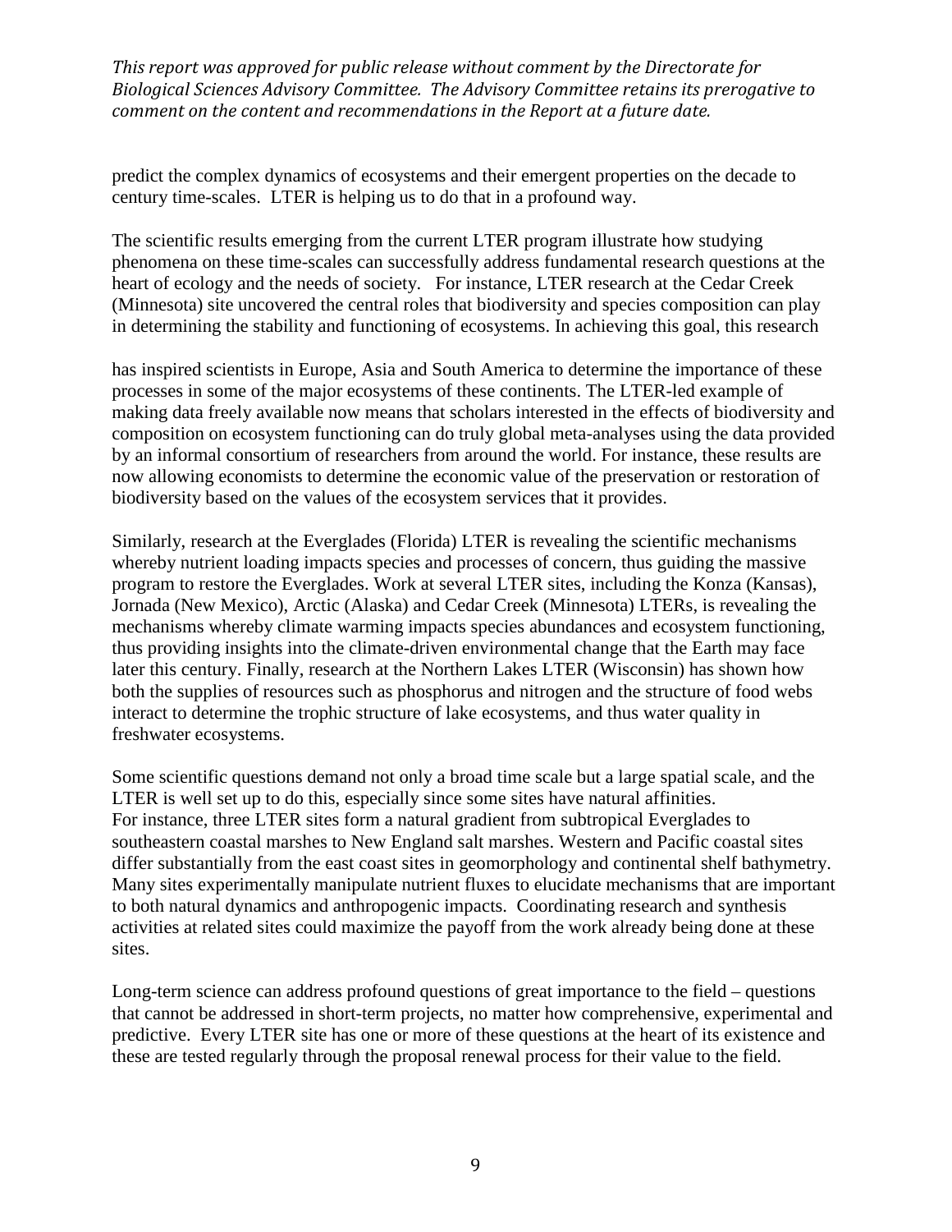*This report was approved for public release without comment by the Directorate for Biological Sciences Advisory Committee. The Advisory Committee retains its prerogative to comment on the content and recommendations in the Report at a future date.*

predict the complex dynamics of ecosystems and their emergent properties on the decade to century time-scales. LTER is helping us to do that in a profound way.

The scientific results emerging from the current LTER program illustrate how studying phenomena on these time-scales can successfully address fundamental research questions at the heart of ecology and the needs of society. For instance, LTER research at the Cedar Creek (Minnesota) site uncovered the central roles that biodiversity and species composition can play in determining the stability and functioning of ecosystems. In achieving this goal, this research

has inspired scientists in Europe, Asia and South America to determine the importance of these processes in some of the major ecosystems of these continents. The LTER-led example of making data freely available now means that scholars interested in the effects of biodiversity and composition on ecosystem functioning can do truly global meta-analyses using the data provided by an informal consortium of researchers from around the world. For instance, these results are now allowing economists to determine the economic value of the preservation or restoration of biodiversity based on the values of the ecosystem services that it provides.

Similarly, research at the Everglades (Florida) LTER is revealing the scientific mechanisms whereby nutrient loading impacts species and processes of concern, thus guiding the massive program to restore the Everglades. Work at several LTER sites, including the Konza (Kansas), Jornada (New Mexico), Arctic (Alaska) and Cedar Creek (Minnesota) LTERs, is revealing the mechanisms whereby climate warming impacts species abundances and ecosystem functioning, thus providing insights into the climate-driven environmental change that the Earth may face later this century. Finally, research at the Northern Lakes LTER (Wisconsin) has shown how both the supplies of resources such as phosphorus and nitrogen and the structure of food webs interact to determine the trophic structure of lake ecosystems, and thus water quality in freshwater ecosystems.

Some scientific questions demand not only a broad time scale but a large spatial scale, and the LTER is well set up to do this, especially since some sites have natural affinities. For instance, three LTER sites form a natural gradient from subtropical Everglades to southeastern coastal marshes to New England salt marshes. Western and Pacific coastal sites differ substantially from the east coast sites in geomorphology and continental shelf bathymetry. Many sites experimentally manipulate nutrient fluxes to elucidate mechanisms that are important to both natural dynamics and anthropogenic impacts. Coordinating research and synthesis activities at related sites could maximize the payoff from the work already being done at these sites.

Long-term science can address profound questions of great importance to the field – questions that cannot be addressed in short-term projects, no matter how comprehensive, experimental and predictive. Every LTER site has one or more of these questions at the heart of its existence and these are tested regularly through the proposal renewal process for their value to the field.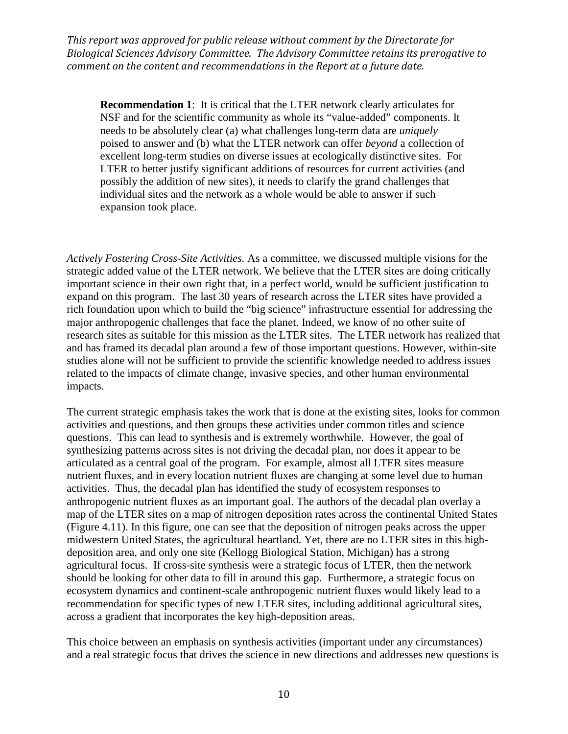*This report was approved for public release without comment by the Directorate for Biological Sciences Advisory Committee. The Advisory Committee retains its prerogative to comment on the content and recommendations in the Report at a future date.*

> **Recommendation 1**: It is critical that the LTER network clearly articulates for NSF and for the scientific community as whole its "value-added" components. It needs to be absolutely clear (a) what challenges long-term data are *uniquely* poised to answer and (b) what the LTER network can offer *beyond* a collection of excellent long-term studies on diverse issues at ecologically distinctive sites. For LTER to better justify significant additions of resources for current activities (and possibly the addition of new sites), it needs to clarify the grand challenges that individual sites and the network as a whole would be able to answer if such expansion took place.

*Actively Fostering Cross-Site Activities.* As a committee, we discussed multiple visions for the strategic added value of the LTER network. We believe that the LTER sites are doing critically important science in their own right that, in a perfect world, would be sufficient justification to expand on this program. The last 30 years of research across the LTER sites have provided a rich foundation upon which to build the "big science" infrastructure essential for addressing the major anthropogenic challenges that face the planet. Indeed, we know of no other suite of research sites as suitable for this mission as the LTER sites. The LTER network has realized that and has framed its decadal plan around a few of those important questions. However, within-site studies alone will not be sufficient to provide the scientific knowledge needed to address issues related to the impacts of climate change, invasive species, and other human environmental impacts.

The current strategic emphasis takes the work that is done at the existing sites, looks for common activities and questions, and then groups these activities under common titles and science questions. This can lead to synthesis and is extremely worthwhile. However, the goal of synthesizing patterns across sites is not driving the decadal plan, nor does it appear to be articulated as a central goal of the program. For example, almost all LTER sites measure nutrient fluxes, and in every location nutrient fluxes are changing at some level due to human activities. Thus, the decadal plan has identified the study of ecosystem responses to anthropogenic nutrient fluxes as an important goal. The authors of the decadal plan overlay a map of the LTER sites on a map of nitrogen deposition rates across the continental United States (Figure 4.11). In this figure, one can see that the deposition of nitrogen peaks across the upper midwestern United States, the agricultural heartland. Yet, there are no LTER sites in this high-deposition area, and only one site (Kellogg Biological Station, Michigan) has a strong agricultural focus. If cross-site synthesis were a strategic focus of LTER, then the network should be looking for other data to fill in around this gap. Furthermore, a strategic focus on ecosystem dynamics and continent-scale anthropogenic nutrient fluxes would likely lead to a recommendation for specific types of new LTER sites, including additional agricultural sites, across a gradient that incorporates the key high-deposition areas.

This choice between an emphasis on synthesis activities (important under any circumstances) and a real strategic focus that drives the science in new directions and addresses new questions is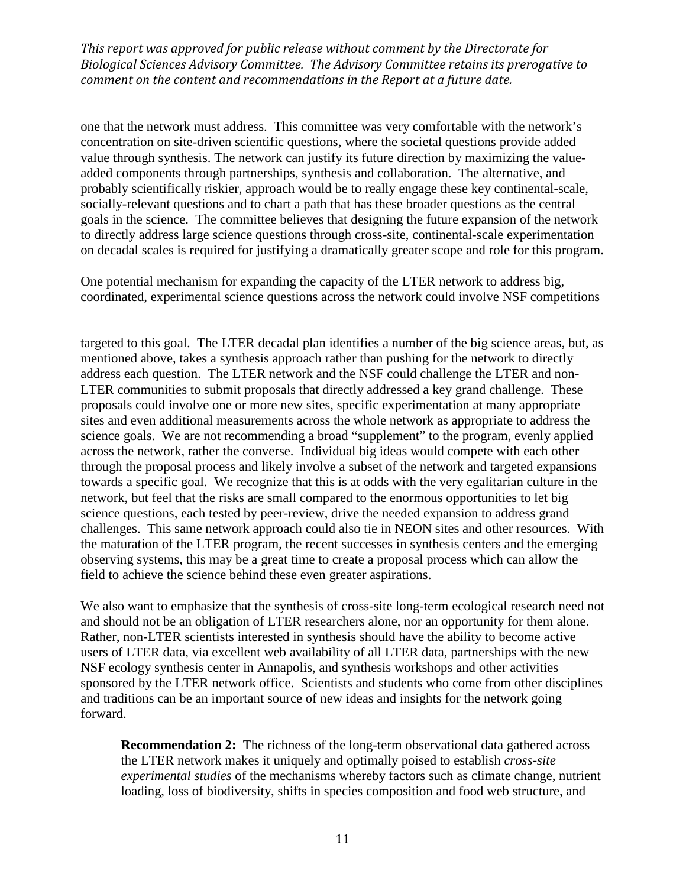*This report was approved for public release without comment by the Directorate for Biological Sciences Advisory Committee. The Advisory Committee retains its prerogative to comment on the content and recommendations in the Report at a future date.*

one that the network must address. This committee was very comfortable with the network's concentration on site-driven scientific questions, where the societal questions provide added value through synthesis. The network can justify its future direction by maximizing the value-added components through partnerships, synthesis and collaboration. The alternative, and probably scientifically riskier, approach would be to really engage these key continental-scale, socially-relevant questions and to chart a path that has these broader questions as the central goals in the science. The committee believes that designing the future expansion of the network to directly address large science questions through cross-site, continental-scale experimentation on decadal scales is required for justifying a dramatically greater scope and role for this program.

One potential mechanism for expanding the capacity of the LTER network to address big, coordinated, experimental science questions across the network could involve NSF competitions targeted to this goal. The LTER decadal plan identifies a number of the big science areas, but, as mentioned above, takes a synthesis approach rather than pushing for the network to directly address each question. The LTER network and the NSF could challenge the LTER and non-LTER communities to submit proposals that directly addressed a key grand challenge. These proposals could involve one or more new sites, specific experimentation at many appropriate sites and even additional measurements across the whole network as appropriate to address the science goals. We are not recommending a broad "supplement" to the program, evenly applied across the network, rather the converse. Individual big ideas would compete with each other through the proposal process and likely involve a subset of the network and targeted expansions towards a specific goal. We recognize that this is at odds with the very egalitarian culture in the network, but feel that the risks are small compared to the enormous opportunities to let big science questions, each tested by peer-review, drive the needed expansion to address grand challenges. This same network approach could also tie in NEON sites and other resources. With the maturation of the LTER program, the recent successes in synthesis centers and the emerging observing systems, this may be a great time to create a proposal process which can allow the field to achieve the science behind these even greater aspirations.

We also want to emphasize that the synthesis of cross-site long-term ecological research need not and should not be an obligation of LTER researchers alone, nor an opportunity for them alone. Rather, non-LTER scientists interested in synthesis should have the ability to become active users of LTER data, via excellent web availability of all LTER data, partnerships with the new NSF ecology synthesis center in Annapolis, and synthesis workshops and other activities sponsored by the LTER network office. Scientists and students who come from other disciplines and traditions can be an important source of new ideas and insights for the network going forward.

> **Recommendation 2:** The richness of the long-term observational data gathered across the LTER network makes it uniquely and optimally poised to establish *cross-site experimental studies* of the mechanisms whereby factors such as climate change, nutrient loading, loss of biodiversity, shifts in species composition and food web structure, and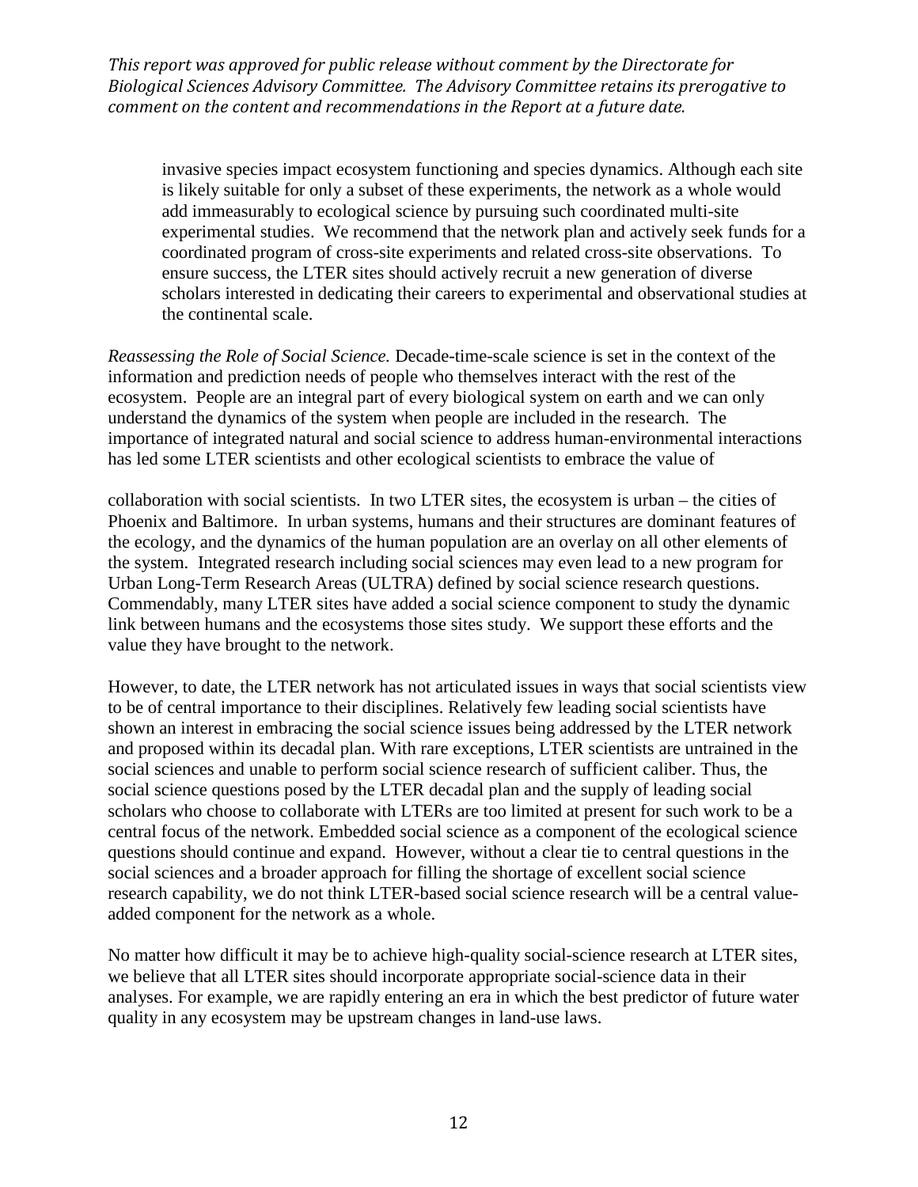invasive species impact ecosystem functioning and species dynamics. Although each site is likely suitable for only a subset of these experiments, the network as a whole would add immeasurably to ecological science by pursuing such coordinated multi-site experimental studies. We recommend that the network plan and actively seek funds for a coordinated program of cross-site experiments and related cross-site observations. To ensure success, the LTER sites should actively recruit a new generation of diverse scholars interested in dedicating their careers to experimental and observational studies at the continental scale.

*Reassessing the Role of Social Science.* Decade-time-scale science is set in the context of the information and prediction needs of people who themselves interact with the rest of the ecosystem. People are an integral part of every biological system on earth and we can only understand the dynamics of the system when people are included in the research. The importance of integrated natural and social science to address human-environmental interactions has led some LTER scientists and other ecological scientists to embrace the value of collaboration with social scientists. In two LTER sites, the ecosystem is urban – the cities of Phoenix and Baltimore. In urban systems, humans and their structures are dominant features of the ecology, and the dynamics of the human population are an overlay on all other elements of the system. Integrated research including social sciences may even lead to a new program for Urban Long-Term Research Areas (ULTRA) defined by social science research questions. Commendably, many LTER sites have added a social science component to study the dynamic link between humans and the ecosystems those sites study. We support these efforts and the value they have brought to the network.

However, to date, the LTER network has not articulated issues in ways that social scientists view to be of central importance to their disciplines. Relatively few leading social scientists have shown an interest in embracing the social science issues being addressed by the LTER network and proposed within its decadal plan. With rare exceptions, LTER scientists are untrained in the social sciences and unable to perform social science research of sufficient caliber. Thus, the social science questions posed by the LTER decadal plan and the supply of leading social scholars who choose to collaborate with LTERs are too limited at present for such work to be a central focus of the network. Embedded social science as a component of the ecological science questions should continue and expand. However, without a clear tie to central questions in the social sciences and a broader approach for filling the shortage of excellent social science research capability, we do not think LTER-based social science research will be a central value-added component for the network as a whole.

No matter how difficult it may be to achieve high-quality social-science research at LTER sites, we believe that all LTER sites should incorporate appropriate social-science data in their analyses. For example, we are rapidly entering an era in which the best predictor of future water quality in any ecosystem may be upstream changes in land-use laws.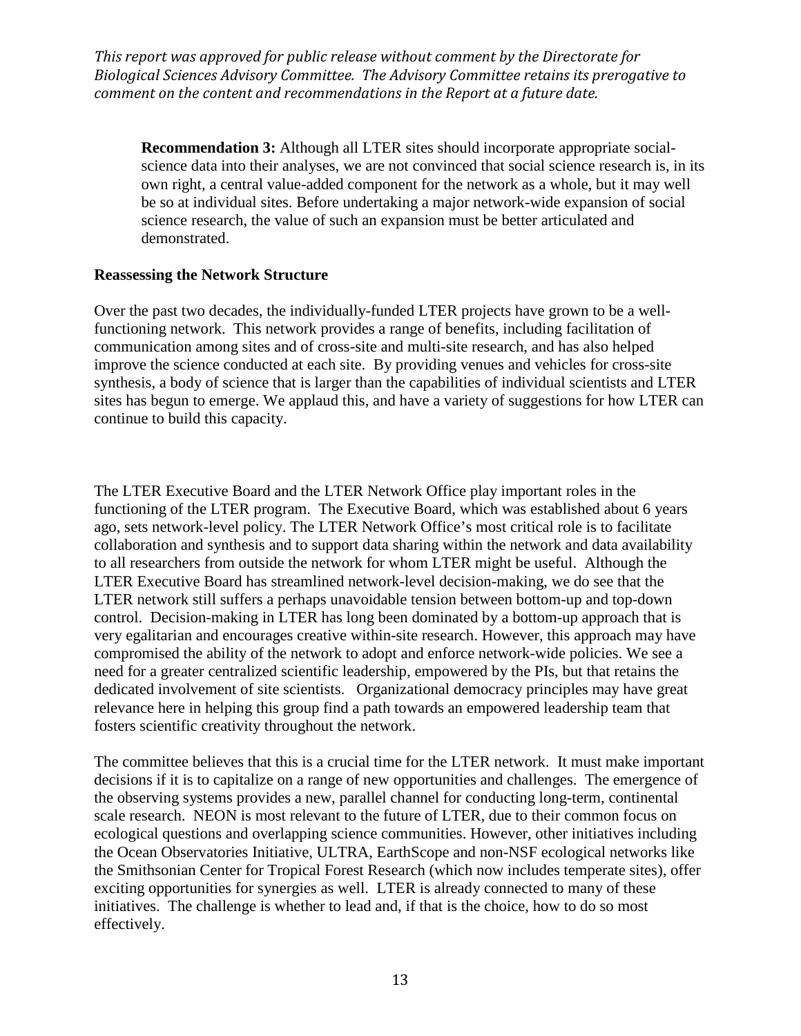*This report was approved for public release without comment by the Directorate for Biological Sciences Advisory Committee. The Advisory Committee retains its prerogative to comment on the content and recommendations in the Report at a future date.*

> **Recommendation 3:** Although all LTER sites should incorporate appropriate social-science data into their analyses, we are not convinced that social science research is, in its own right, a central value-added component for the network as a whole, but it may well be so at individual sites. Before undertaking a major network-wide expansion of social science research, the value of such an expansion must be better articulated and demonstrated.

**Reassessing the Network Structure**

Over the past two decades, the individually-funded LTER projects have grown to be a well-functioning network. This network provides a range of benefits, including facilitation of communication among sites and of cross-site and multi-site research, and has also helped improve the science conducted at each site. By providing venues and vehicles for cross-site synthesis, a body of science that is larger than the capabilities of individual scientists and LTER sites has begun to emerge. We applaud this, and have a variety of suggestions for how LTER can continue to build this capacity.

The LTER Executive Board and the LTER Network Office play important roles in the functioning of the LTER program. The Executive Board, which was established about 6 years ago, sets network-level policy. The LTER Network Office's most critical role is to facilitate collaboration and synthesis and to support data sharing within the network and data availability to all researchers from outside the network for whom LTER might be useful. Although the LTER Executive Board has streamlined network-level decision-making, we do see that the LTER network still suffers a perhaps unavoidable tension between bottom-up and top-down control. Decision-making in LTER has long been dominated by a bottom-up approach that is very egalitarian and encourages creative within-site research. However, this approach may have compromised the ability of the network to adopt and enforce network-wide policies. We see a need for a greater centralized scientific leadership, empowered by the PIs, but that retains the dedicated involvement of site scientists. Organizational democracy principles may have great relevance here in helping this group find a path towards an empowered leadership team that fosters scientific creativity throughout the network.

The committee believes that this is a crucial time for the LTER network. It must make important decisions if it is to capitalize on a range of new opportunities and challenges. The emergence of the observing systems provides a new, parallel channel for conducting long-term, continental scale research. NEON is most relevant to the future of LTER, due to their common focus on ecological questions and overlapping science communities. However, other initiatives including the Ocean Observatories Initiative, ULTRA, EarthScope and non-NSF ecological networks like the Smithsonian Center for Tropical Forest Research (which now includes temperate sites), offer exciting opportunities for synergies as well. LTER is already connected to many of these initiatives. The challenge is whether to lead and, if that is the choice, how to do so most effectively.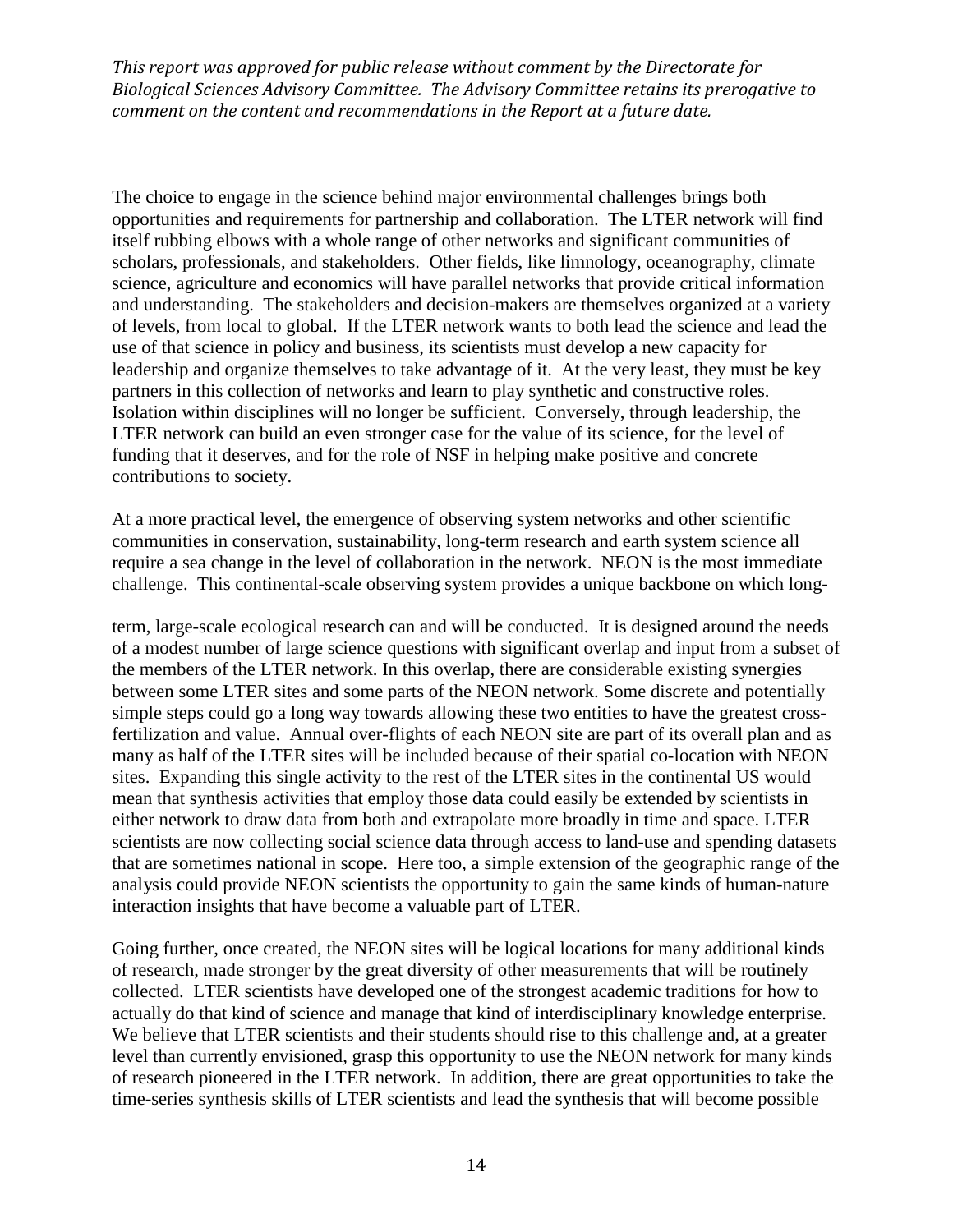The choice to engage in the science behind major environmental challenges brings both opportunities and requirements for partnership and collaboration. The LTER network will find itself rubbing elbows with a whole range of other networks and significant communities of scholars, professionals, and stakeholders. Other fields, like limnology, oceanography, climate science, agriculture and economics will have parallel networks that provide critical information and understanding. The stakeholders and decision-makers are themselves organized at a variety of levels, from local to global. If the LTER network wants to both lead the science and lead the use of that science in policy and business, its scientists must develop a new capacity for leadership and organize themselves to take advantage of it. At the very least, they must be key partners in this collection of networks and learn to play synthetic and constructive roles. Isolation within disciplines will no longer be sufficient. Conversely, through leadership, the LTER network can build an even stronger case for the value of its science, for the level of funding that it deserves, and for the role of NSF in helping make positive and concrete contributions to society.

At a more practical level, the emergence of observing system networks and other scientific communities in conservation, sustainability, long-term research and earth system science all require a sea change in the level of collaboration in the network. NEON is the most immediate challenge. This continental-scale observing system provides a unique backbone on which long-term, large-scale ecological research can and will be conducted. It is designed around the needs of a modest number of large science questions with significant overlap and input from a subset of the members of the LTER network. In this overlap, there are considerable existing synergies between some LTER sites and some parts of the NEON network. Some discrete and potentially simple steps could go a long way towards allowing these two entities to have the greatest cross-fertilization and value. Annual over-flights of each NEON site are part of its overall plan and as many as half of the LTER sites will be included because of their spatial co-location with NEON sites. Expanding this single activity to the rest of the LTER sites in the continental US would mean that synthesis activities that employ those data could easily be extended by scientists in either network to draw data from both and extrapolate more broadly in time and space. LTER scientists are now collecting social science data through access to land-use and spending datasets that are sometimes national in scope. Here too, a simple extension of the geographic range of the analysis could provide NEON scientists the opportunity to gain the same kinds of human-nature interaction insights that have become a valuable part of LTER.

Going further, once created, the NEON sites will be logical locations for many additional kinds of research, made stronger by the great diversity of other measurements that will be routinely collected. LTER scientists have developed one of the strongest academic traditions for how to actually do that kind of science and manage that kind of interdisciplinary knowledge enterprise. We believe that LTER scientists and their students should rise to this challenge and, at a greater level than currently envisioned, grasp this opportunity to use the NEON network for many kinds of research pioneered in the LTER network. In addition, there are great opportunities to take the time-series synthesis skills of LTER scientists and lead the synthesis that will become possible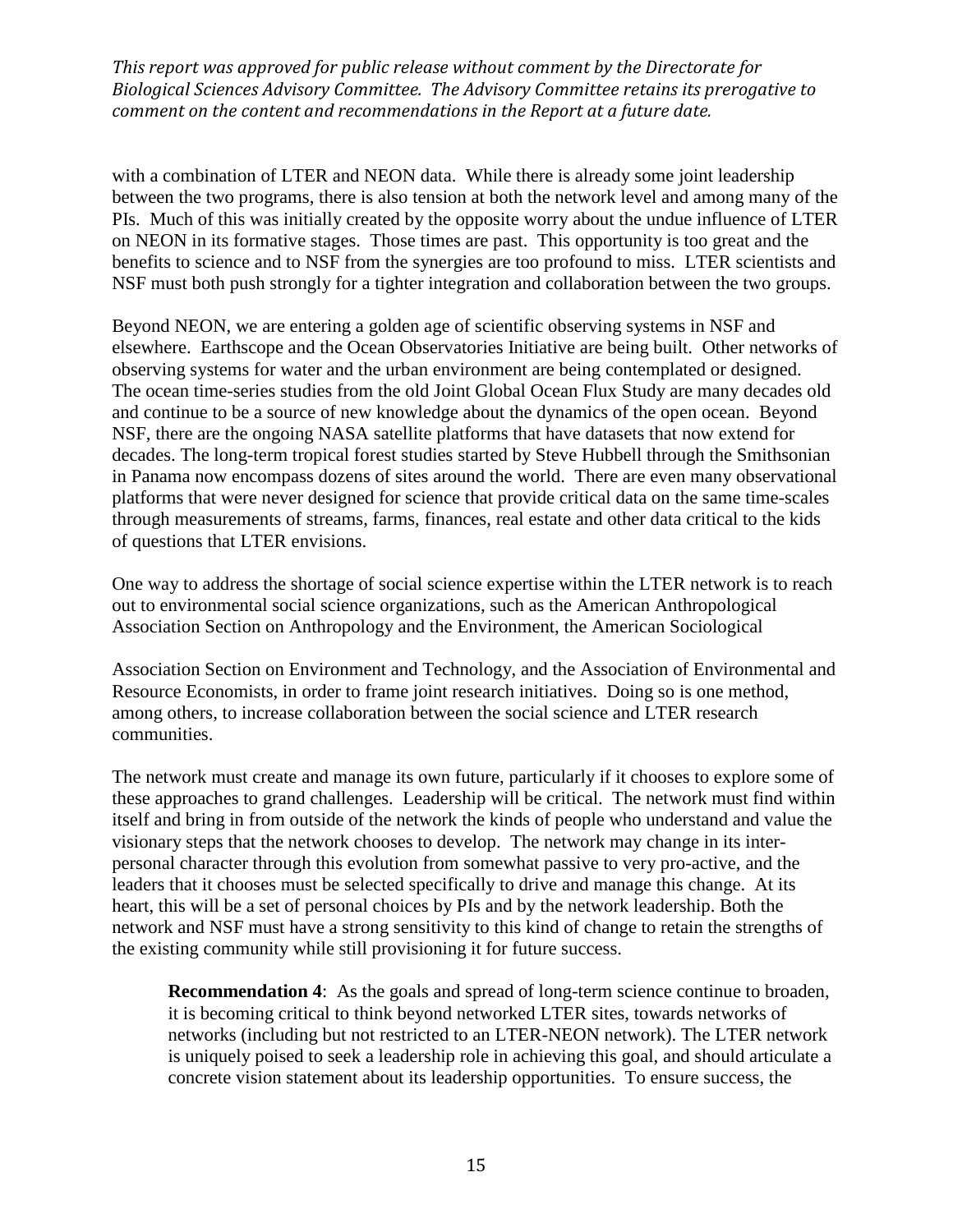*This report was approved for public release without comment by the Directorate for Biological Sciences Advisory Committee. The Advisory Committee retains its prerogative to comment on the content and recommendations in the Report at a future date.*

with a combination of LTER and NEON data. While there is already some joint leadership between the two programs, there is also tension at both the network level and among many of the PIs. Much of this was initially created by the opposite worry about the undue influence of LTER on NEON in its formative stages. Those times are past. This opportunity is too great and the benefits to science and to NSF from the synergies are too profound to miss. LTER scientists and NSF must both push strongly for a tighter integration and collaboration between the two groups.

Beyond NEON, we are entering a golden age of scientific observing systems in NSF and elsewhere. Earthscope and the Ocean Observatories Initiative are being built. Other networks of observing systems for water and the urban environment are being contemplated or designed. The ocean time-series studies from the old Joint Global Ocean Flux Study are many decades old and continue to be a source of new knowledge about the dynamics of the open ocean. Beyond NSF, there are the ongoing NASA satellite platforms that have datasets that now extend for decades. The long-term tropical forest studies started by Steve Hubbell through the Smithsonian in Panama now encompass dozens of sites around the world. There are even many observational platforms that were never designed for science that provide critical data on the same time-scales through measurements of streams, farms, finances, real estate and other data critical to the kids of questions that LTER envisions.

One way to address the shortage of social science expertise within the LTER network is to reach out to environmental social science organizations, such as the American Anthropological Association Section on Anthropology and the Environment, the American Sociological Association Section on Environment and Technology, and the Association of Environmental and Resource Economists, in order to frame joint research initiatives. Doing so is one method, among others, to increase collaboration between the social science and LTER research communities.

The network must create and manage its own future, particularly if it chooses to explore some of these approaches to grand challenges. Leadership will be critical. The network must find within itself and bring in from outside of the network the kinds of people who understand and value the visionary steps that the network chooses to develop. The network may change in its inter-personal character through this evolution from somewhat passive to very pro-active, and the leaders that it chooses must be selected specifically to drive and manage this change. At its heart, this will be a set of personal choices by PIs and by the network leadership. Both the network and NSF must have a strong sensitivity to this kind of change to retain the strengths of the existing community while still provisioning it for future success.

> **Recommendation 4**: As the goals and spread of long-term science continue to broaden, it is becoming critical to think beyond networked LTER sites, towards networks of networks (including but not restricted to an LTER-NEON network). The LTER network is uniquely poised to seek a leadership role in achieving this goal, and should articulate a concrete vision statement about its leadership opportunities. To ensure success, the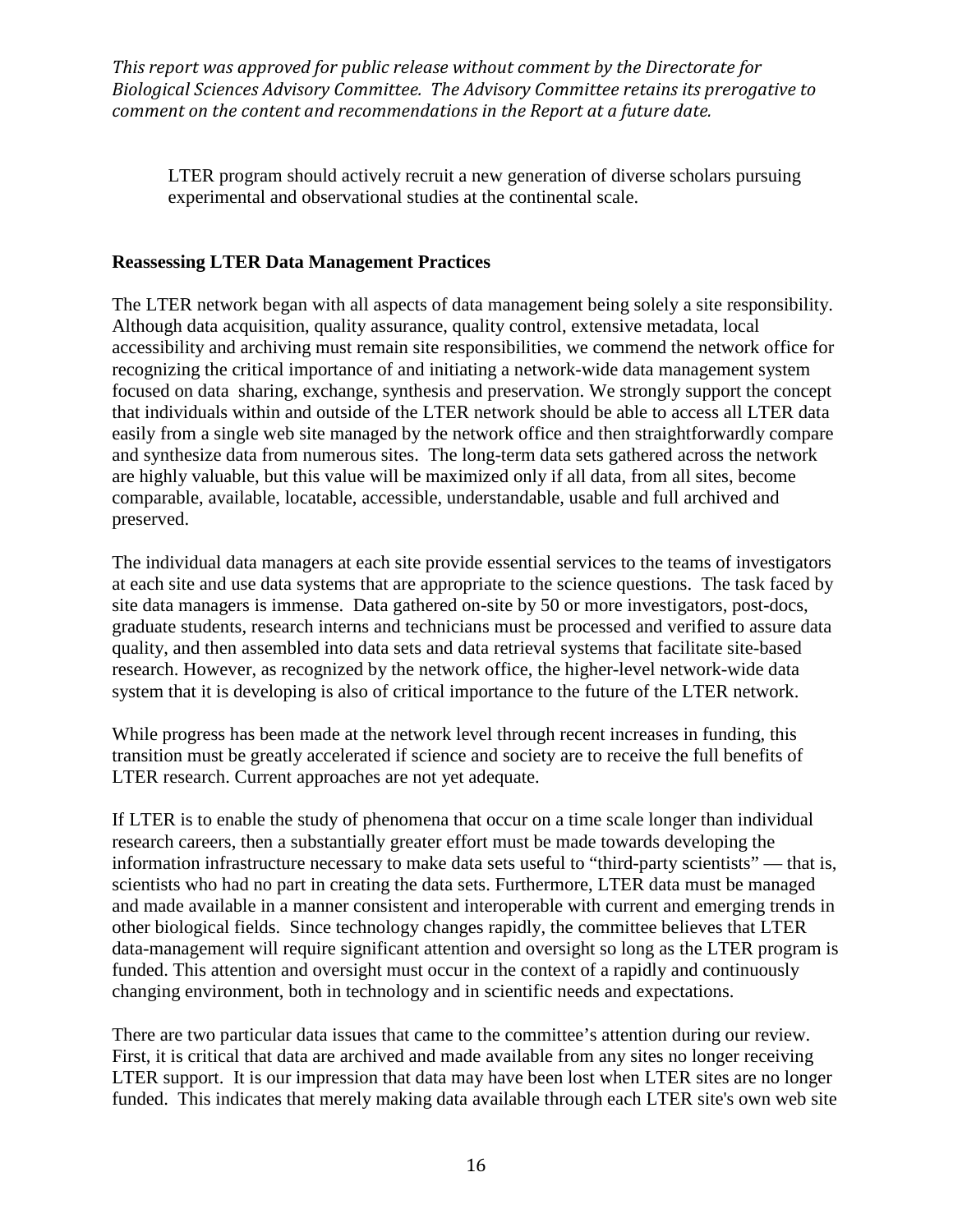*This report was approved for public release without comment by the Directorate for Biological Sciences Advisory Committee. The Advisory Committee retains its prerogative to comment on the content and recommendations in the Report at a future date.*

> LTER program should actively recruit a new generation of diverse scholars pursuing experimental and observational studies at the continental scale.

**Reassessing LTER Data Management Practices**

The LTER network began with all aspects of data management being solely a site responsibility. Although data acquisition, quality assurance, quality control, extensive metadata, local accessibility and archiving must remain site responsibilities, we commend the network office for recognizing the critical importance of and initiating a network-wide data management system focused on data sharing, exchange, synthesis and preservation. We strongly support the concept that individuals within and outside of the LTER network should be able to access all LTER data easily from a single web site managed by the network office and then straightforwardly compare and synthesize data from numerous sites. The long-term data sets gathered across the network are highly valuable, but this value will be maximized only if all data, from all sites, become comparable, available, locatable, accessible, understandable, usable and full archived and preserved.

The individual data managers at each site provide essential services to the teams of investigators at each site and use data systems that are appropriate to the science questions. The task faced by site data managers is immense. Data gathered on-site by 50 or more investigators, post-docs, graduate students, research interns and technicians must be processed and verified to assure data quality, and then assembled into data sets and data retrieval systems that facilitate site-based research. However, as recognized by the network office, the higher-level network-wide data system that it is developing is also of critical importance to the future of the LTER network.

While progress has been made at the network level through recent increases in funding, this transition must be greatly accelerated if science and society are to receive the full benefits of LTER research. Current approaches are not yet adequate.

If LTER is to enable the study of phenomena that occur on a time scale longer than individual research careers, then a substantially greater effort must be made towards developing the information infrastructure necessary to make data sets useful to "third-party scientists" — that is, scientists who had no part in creating the data sets. Furthermore, LTER data must be managed and made available in a manner consistent and interoperable with current and emerging trends in other biological fields. Since technology changes rapidly, the committee believes that LTER data-management will require significant attention and oversight so long as the LTER program is funded. This attention and oversight must occur in the context of a rapidly and continuously changing environment, both in technology and in scientific needs and expectations.

There are two particular data issues that came to the committee's attention during our review. First, it is critical that data are archived and made available from any sites no longer receiving LTER support. It is our impression that data may have been lost when LTER sites are no longer funded. This indicates that merely making data available through each LTER site's own web site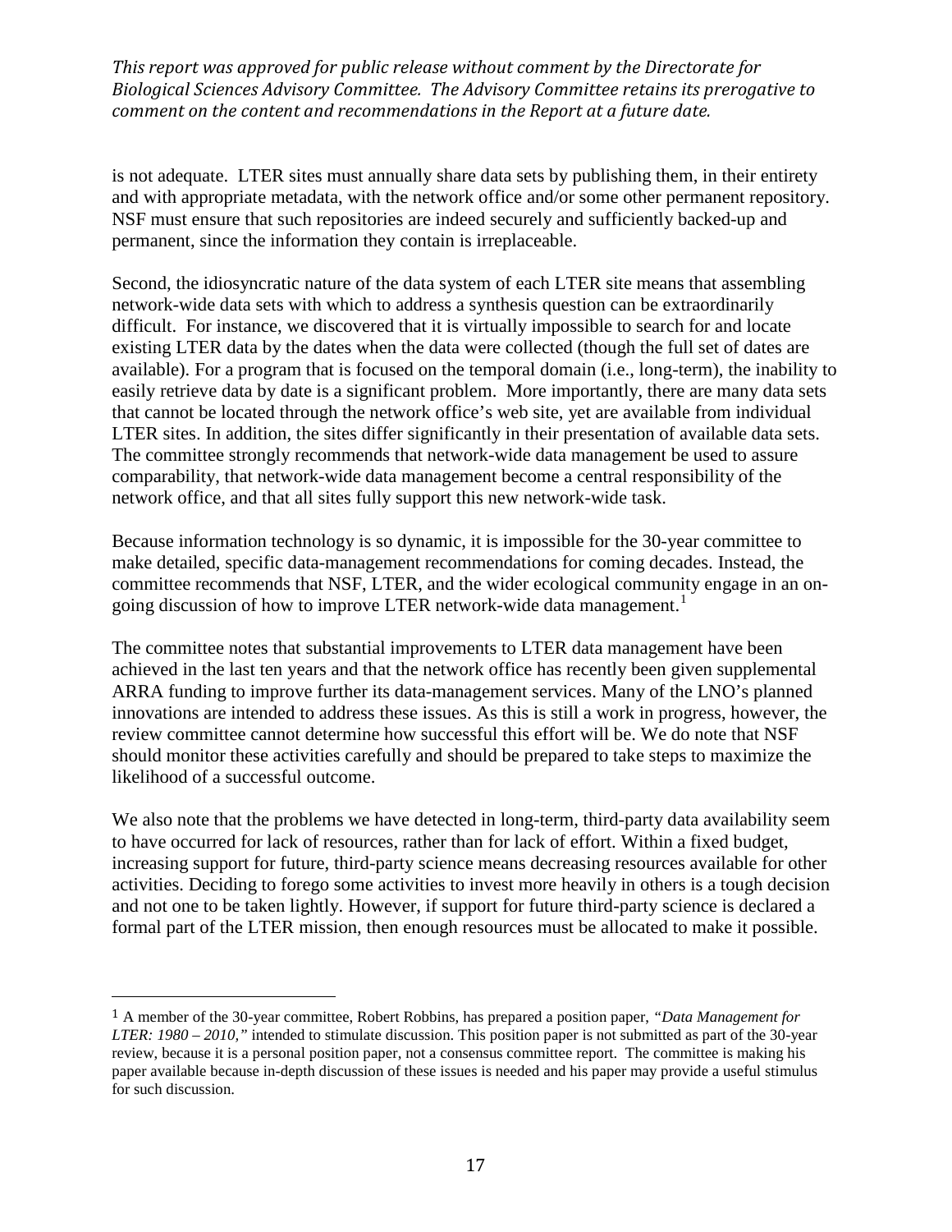*This report was approved for public release without comment by the Directorate for Biological Sciences Advisory Committee. The Advisory Committee retains its prerogative to comment on the content and recommendations in the Report at a future date.*

is not adequate. LTER sites must annually share data sets by publishing them, in their entirety and with appropriate metadata, with the network office and/or some other permanent repository. NSF must ensure that such repositories are indeed securely and sufficiently backed-up and permanent, since the information they contain is irreplaceable.

Second, the idiosyncratic nature of the data system of each LTER site means that assembling network-wide data sets with which to address a synthesis question can be extraordinarily difficult. For instance, we discovered that it is virtually impossible to search for and locate existing LTER data by the dates when the data were collected (though the full set of dates are available). For a program that is focused on the temporal domain (i.e., long-term), the inability to easily retrieve data by date is a significant problem. More importantly, there are many data sets that cannot be located through the network office's web site, yet are available from individual LTER sites. In addition, the sites differ significantly in their presentation of available data sets. The committee strongly recommends that network-wide data management be used to assure comparability, that network-wide data management become a central responsibility of the network office, and that all sites fully support this new network-wide task.

Because information technology is so dynamic, it is impossible for the 30-year committee to make detailed, specific data-management recommendations for coming decades. Instead, the committee recommends that NSF, LTER, and the wider ecological community engage in an on-going discussion of how to improve LTER network-wide data management.[1]

The committee notes that substantial improvements to LTER data management have been achieved in the last ten years and that the network office has recently been given supplemental ARRA funding to improve further its data-management services. Many of the LNO's planned innovations are intended to address these issues. As this is still a work in progress, however, the review committee cannot determine how successful this effort will be. We do note that NSF should monitor these activities carefully and should be prepared to take steps to maximize the likelihood of a successful outcome.

We also note that the problems we have detected in long-term, third-party data availability seem to have occurred for lack of resources, rather than for lack of effort. Within a fixed budget, increasing support for future, third-party science means decreasing resources available for other activities. Deciding to forego some activities to invest more heavily in others is a tough decision and not one to be taken lightly. However, if support for future third-party science is declared a formal part of the LTER mission, then enough resources must be allocated to make it possible.

---

[1] A member of the 30-year committee, Robert Robbins, has prepared a position paper, *"Data Management for LTER: 1980 – 2010,"* intended to stimulate discussion. This position paper is not submitted as part of the 30-year review, because it is a personal position paper, not a consensus committee report. The committee is making his paper available because in-depth discussion of these issues is needed and his paper may provide a useful stimulus for such discussion.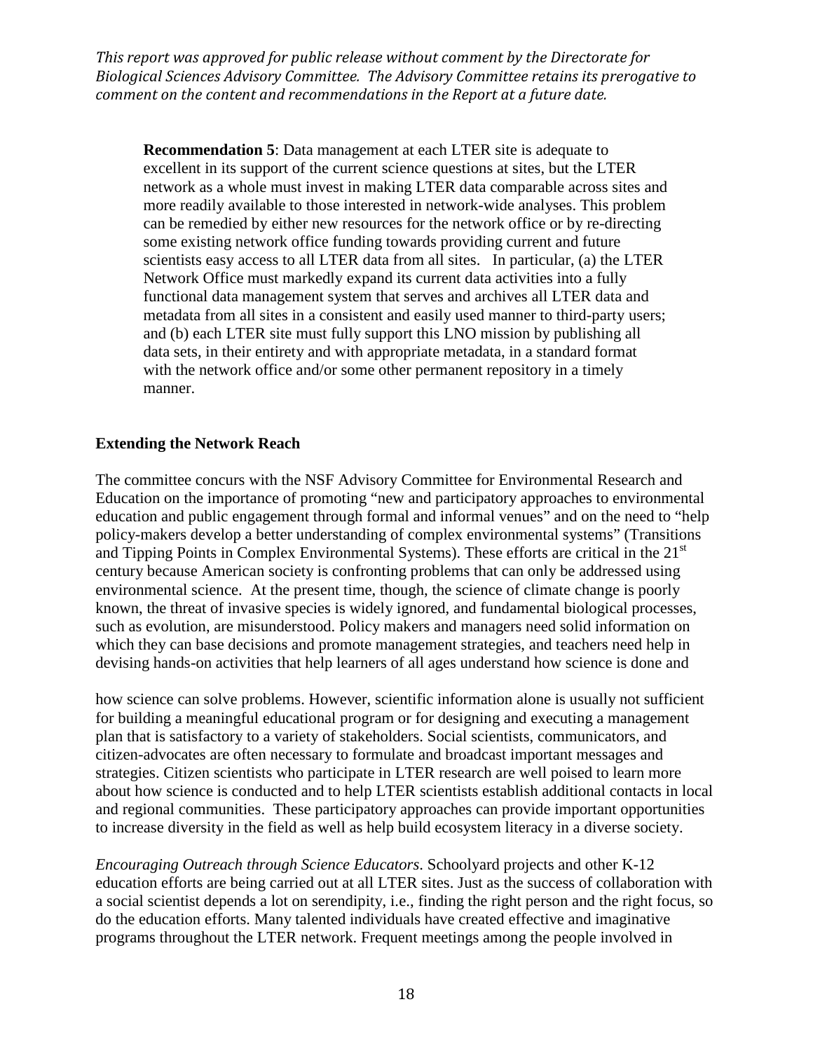*This report was approved for public release without comment by the Directorate for Biological Sciences Advisory Committee. The Advisory Committee retains its prerogative to comment on the content and recommendations in the Report at a future date.*

> **Recommendation 5**: Data management at each LTER site is adequate to excellent in its support of the current science questions at sites, but the LTER network as a whole must invest in making LTER data comparable across sites and more readily available to those interested in network-wide analyses. This problem can be remedied by either new resources for the network office or by re-directing some existing network office funding towards providing current and future scientists easy access to all LTER data from all sites. In particular, (a) the LTER Network Office must markedly expand its current data activities into a fully functional data management system that serves and archives all LTER data and metadata from all sites in a consistent and easily used manner to third-party users; and (b) each LTER site must fully support this LNO mission by publishing all data sets, in their entirety and with appropriate metadata, in a standard format with the network office and/or some other permanent repository in a timely manner.

**Extending the Network Reach**

The committee concurs with the NSF Advisory Committee for Environmental Research and Education on the importance of promoting "new and participatory approaches to environmental education and public engagement through formal and informal venues" and on the need to "help policy-makers develop a better understanding of complex environmental systems" (Transitions and Tipping Points in Complex Environmental Systems). These efforts are critical in the 21st century because American society is confronting problems that can only be addressed using environmental science. At the present time, though, the science of climate change is poorly known, the threat of invasive species is widely ignored, and fundamental biological processes, such as evolution, are misunderstood. Policy makers and managers need solid information on which they can base decisions and promote management strategies, and teachers need help in devising hands-on activities that help learners of all ages understand how science is done and how science can solve problems. However, scientific information alone is usually not sufficient for building a meaningful educational program or for designing and executing a management plan that is satisfactory to a variety of stakeholders. Social scientists, communicators, and citizen-advocates are often necessary to formulate and broadcast important messages and strategies. Citizen scientists who participate in LTER research are well poised to learn more about how science is conducted and to help LTER scientists establish additional contacts in local and regional communities. These participatory approaches can provide important opportunities to increase diversity in the field as well as help build ecosystem literacy in a diverse society.

*Encouraging Outreach through Science Educators*. Schoolyard projects and other K-12 education efforts are being carried out at all LTER sites. Just as the success of collaboration with a social scientist depends a lot on serendipity, i.e., finding the right person and the right focus, so do the education efforts. Many talented individuals have created effective and imaginative programs throughout the LTER network. Frequent meetings among the people involved in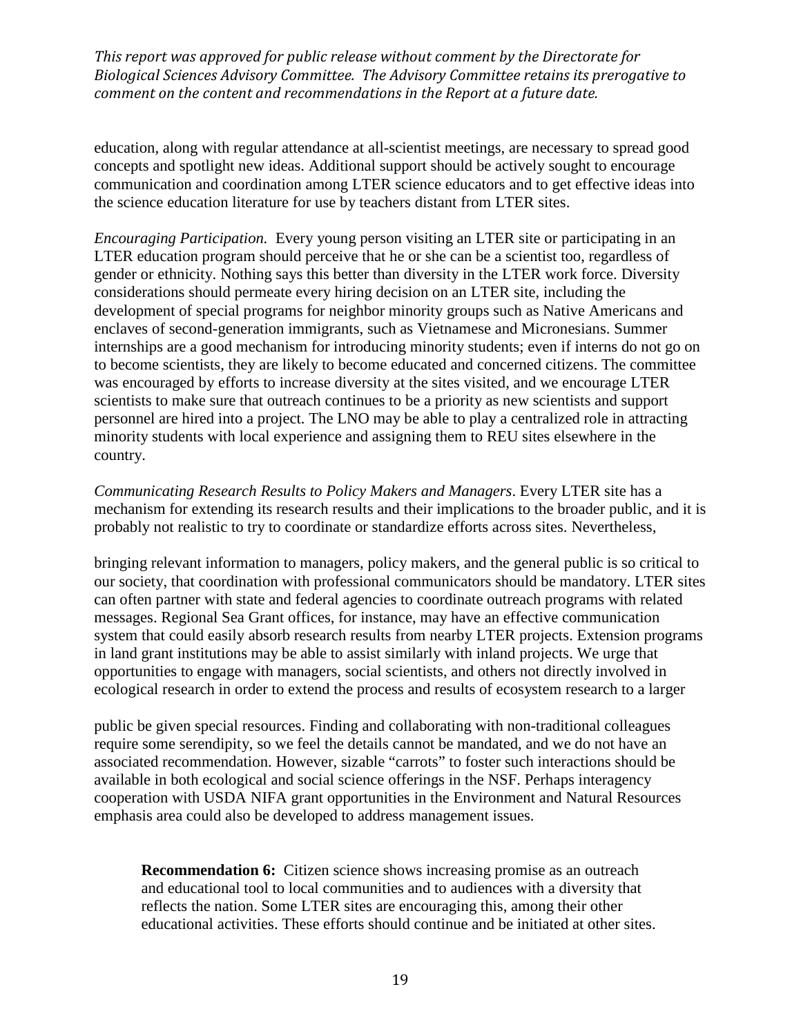education, along with regular attendance at all-scientist meetings, are necessary to spread good concepts and spotlight new ideas. Additional support should be actively sought to encourage communication and coordination among LTER science educators and to get effective ideas into the science education literature for use by teachers distant from LTER sites.

*Encouraging Participation.* Every young person visiting an LTER site or participating in an LTER education program should perceive that he or she can be a scientist too, regardless of gender or ethnicity. Nothing says this better than diversity in the LTER work force. Diversity considerations should permeate every hiring decision on an LTER site, including the development of special programs for neighbor minority groups such as Native Americans and enclaves of second-generation immigrants, such as Vietnamese and Micronesians. Summer internships are a good mechanism for introducing minority students; even if interns do not go on to become scientists, they are likely to become educated and concerned citizens. The committee was encouraged by efforts to increase diversity at the sites visited, and we encourage LTER scientists to make sure that outreach continues to be a priority as new scientists and support personnel are hired into a project. The LNO may be able to play a centralized role in attracting minority students with local experience and assigning them to REU sites elsewhere in the country.

*Communicating Research Results to Policy Makers and Managers*. Every LTER site has a mechanism for extending its research results and their implications to the broader public, and it is probably not realistic to try to coordinate or standardize efforts across sites. Nevertheless, bringing relevant information to managers, policy makers, and the general public is so critical to our society, that coordination with professional communicators should be mandatory. LTER sites can often partner with state and federal agencies to coordinate outreach programs with related messages. Regional Sea Grant offices, for instance, may have an effective communication system that could easily absorb research results from nearby LTER projects. Extension programs in land grant institutions may be able to assist similarly with inland projects. We urge that opportunities to engage with managers, social scientists, and others not directly involved in ecological research in order to extend the process and results of ecosystem research to a larger public be given special resources. Finding and collaborating with non-traditional colleagues require some serendipity, so we feel the details cannot be mandated, and we do not have an associated recommendation. However, sizable "carrots" to foster such interactions should be available in both ecological and social science offerings in the NSF. Perhaps interagency cooperation with USDA NIFA grant opportunities in the Environment and Natural Resources emphasis area could also be developed to address management issues.

> **Recommendation 6:** Citizen science shows increasing promise as an outreach and educational tool to local communities and to audiences with a diversity that reflects the nation. Some LTER sites are encouraging this, among their other educational activities. These efforts should continue and be initiated at other sites.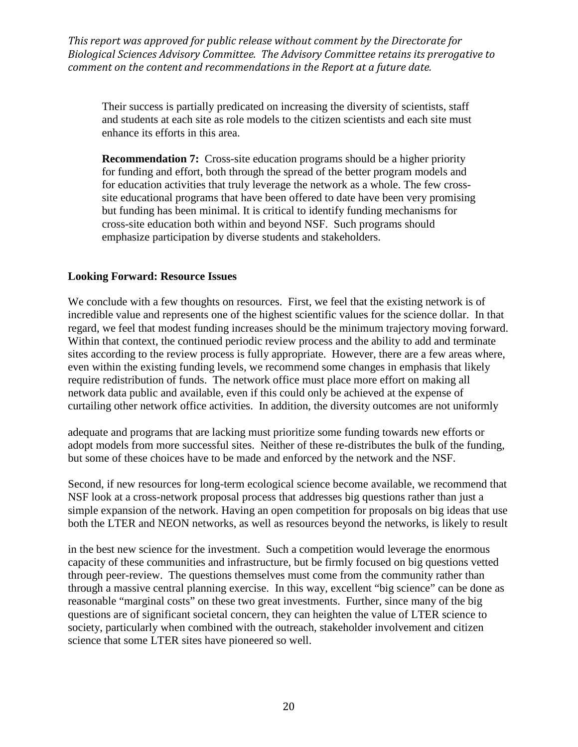*This report was approved for public release without comment by the Directorate for Biological Sciences Advisory Committee. The Advisory Committee retains its prerogative to comment on the content and recommendations in the Report at a future date.*

> Their success is partially predicated on increasing the diversity of scientists, staff and students at each site as role models to the citizen scientists and each site must enhance its efforts in this area.
>
> **Recommendation 7:** Cross-site education programs should be a higher priority for funding and effort, both through the spread of the better program models and for education activities that truly leverage the network as a whole. The few cross-site educational programs that have been offered to date have been very promising but funding has been minimal. It is critical to identify funding mechanisms for cross-site education both within and beyond NSF. Such programs should emphasize participation by diverse students and stakeholders.

**Looking Forward: Resource Issues**

We conclude with a few thoughts on resources. First, we feel that the existing network is of incredible value and represents one of the highest scientific values for the science dollar. In that regard, we feel that modest funding increases should be the minimum trajectory moving forward. Within that context, the continued periodic review process and the ability to add and terminate sites according to the review process is fully appropriate. However, there are a few areas where, even within the existing funding levels, we recommend some changes in emphasis that likely require redistribution of funds. The network office must place more effort on making all network data public and available, even if this could only be achieved at the expense of curtailing other network office activities. In addition, the diversity outcomes are not uniformly adequate and programs that are lacking must prioritize some funding towards new efforts or adopt models from more successful sites. Neither of these re-distributes the bulk of the funding, but some of these choices have to be made and enforced by the network and the NSF.

Second, if new resources for long-term ecological science become available, we recommend that NSF look at a cross-network proposal process that addresses big questions rather than just a simple expansion of the network. Having an open competition for proposals on big ideas that use both the LTER and NEON networks, as well as resources beyond the networks, is likely to result in the best new science for the investment. Such a competition would leverage the enormous capacity of these communities and infrastructure, but be firmly focused on big questions vetted through peer-review. The questions themselves must come from the community rather than through a massive central planning exercise. In this way, excellent "big science" can be done as reasonable "marginal costs" on these two great investments. Further, since many of the big questions are of significant societal concern, they can heighten the value of LTER science to society, particularly when combined with the outreach, stakeholder involvement and citizen science that some LTER sites have pioneered so well.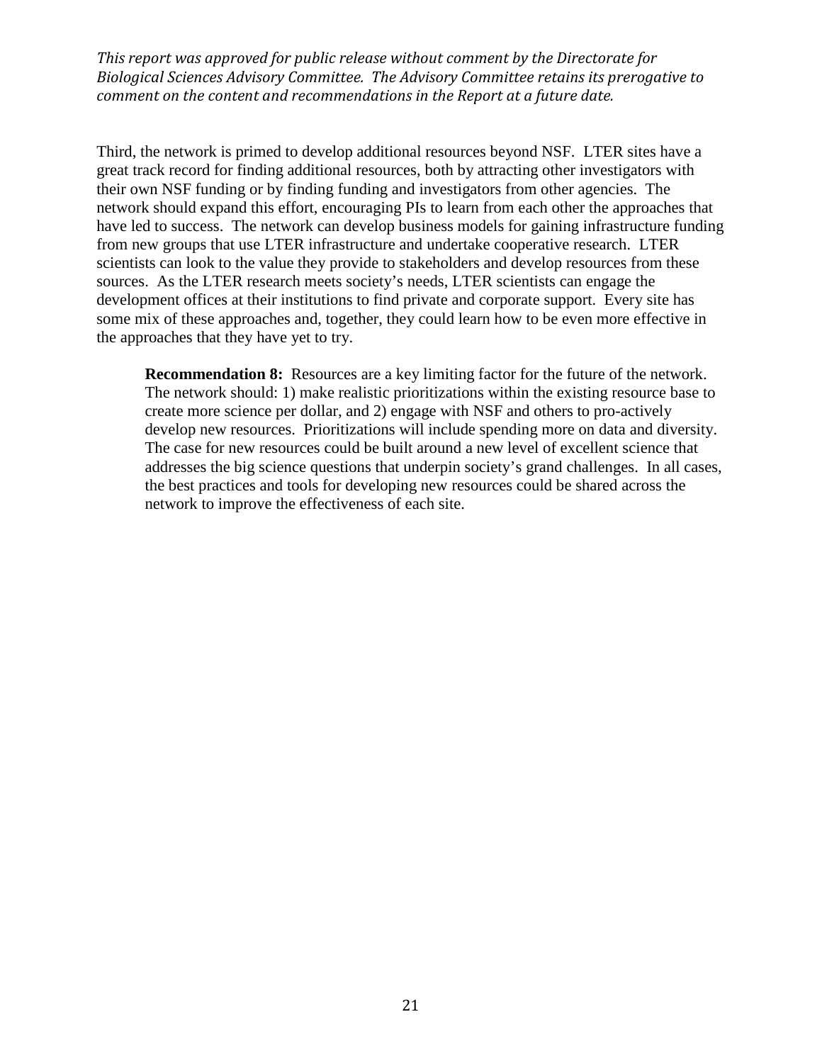Third, the network is primed to develop additional resources beyond NSF. LTER sites have a great track record for finding additional resources, both by attracting other investigators with their own NSF funding or by finding funding and investigators from other agencies. The network should expand this effort, encouraging PIs to learn from each other the approaches that have led to success. The network can develop business models for gaining infrastructure funding from new groups that use LTER infrastructure and undertake cooperative research. LTER scientists can look to the value they provide to stakeholders and develop resources from these sources. As the LTER research meets society's needs, LTER scientists can engage the development offices at their institutions to find private and corporate support. Every site has some mix of these approaches and, together, they could learn how to be even more effective in the approaches that they have yet to try.

> **Recommendation 8:** Resources are a key limiting factor for the future of the network. The network should: 1) make realistic prioritizations within the existing resource base to create more science per dollar, and 2) engage with NSF and others to pro-actively develop new resources. Prioritizations will include spending more on data and diversity. The case for new resources could be built around a new level of excellent science that addresses the big science questions that underpin society's grand challenges. In all cases, the best practices and tools for developing new resources could be shared across the network to improve the effectiveness of each site.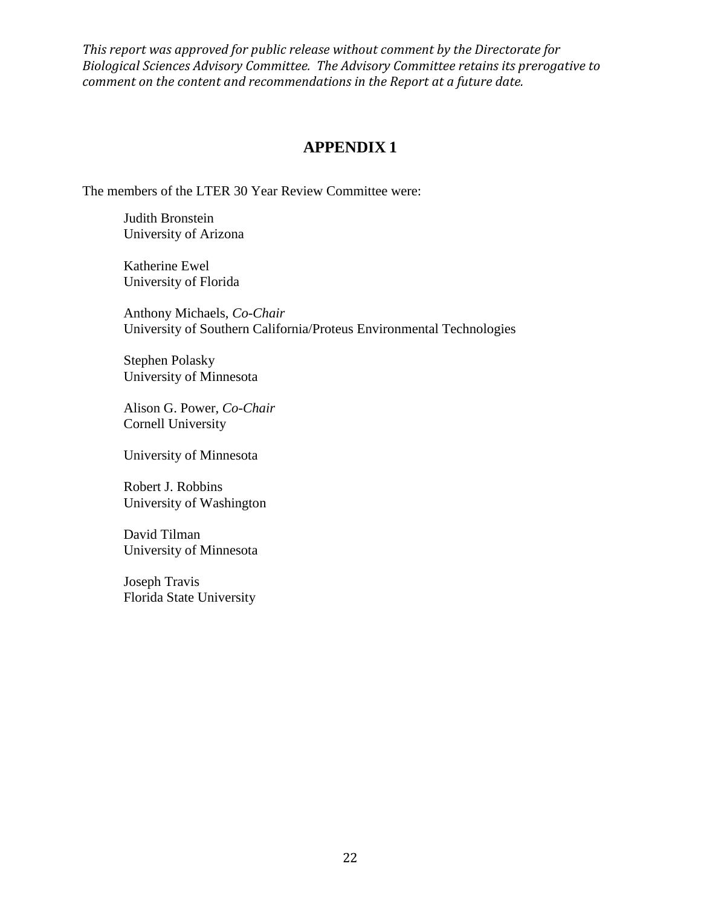*This report was approved for public release without comment by the Directorate for Biological Sciences Advisory Committee. The Advisory Committee retains its prerogative to comment on the content and recommendations in the Report at a future date.*

# APPENDIX 1

The members of the LTER 30 Year Review Committee were:

Judith Bronstein
University of Arizona

Katherine Ewel
University of Florida

Anthony Michaels, *Co-Chair*
University of Southern California/Proteus Environmental Technologies

Stephen Polasky
University of Minnesota

Alison G. Power, *Co-Chair*
Cornell University

University of Minnesota

Robert J. Robbins
University of Washington

David Tilman
University of Minnesota

Joseph Travis
Florida State University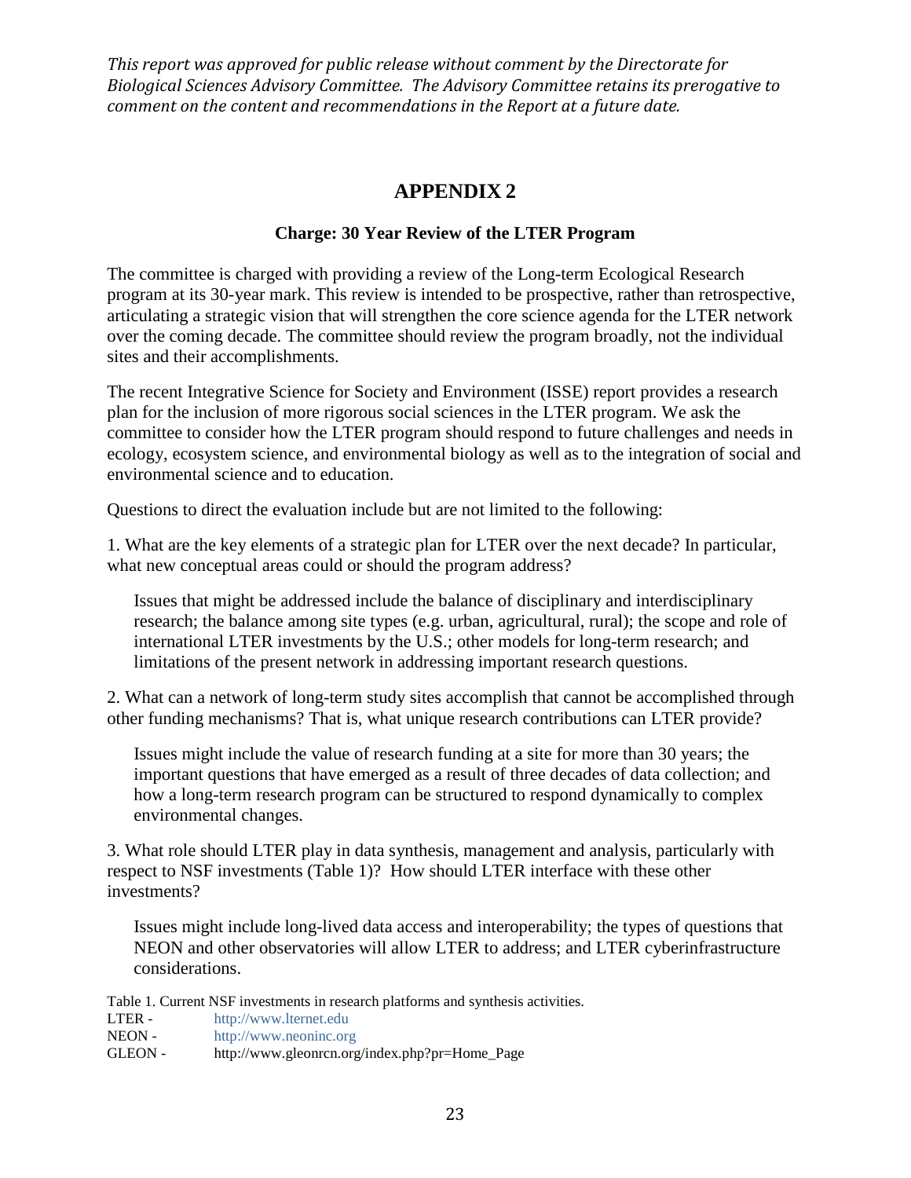*This report was approved for public release without comment by the Directorate for Biological Sciences Advisory Committee. The Advisory Committee retains its prerogative to comment on the content and recommendations in the Report at a future date.*

# APPENDIX 2

## Charge: 30 Year Review of the LTER Program

The committee is charged with providing a review of the Long-term Ecological Research program at its 30-year mark. This review is intended to be prospective, rather than retrospective, articulating a strategic vision that will strengthen the core science agenda for the LTER network over the coming decade. The committee should review the program broadly, not the individual sites and their accomplishments.

The recent Integrative Science for Society and Environment (ISSE) report provides a research plan for the inclusion of more rigorous social sciences in the LTER program. We ask the committee to consider how the LTER program should respond to future challenges and needs in ecology, ecosystem science, and environmental biology as well as to the integration of social and environmental science and to education.

Questions to direct the evaluation include but are not limited to the following:

1. What are the key elements of a strategic plan for LTER over the next decade? In particular, what new conceptual areas could or should the program address?

   Issues that might be addressed include the balance of disciplinary and interdisciplinary research; the balance among site types (e.g. urban, agricultural, rural); the scope and role of international LTER investments by the U.S.; other models for long-term research; and limitations of the present network in addressing important research questions.

2. What can a network of long-term study sites accomplish that cannot be accomplished through other funding mechanisms? That is, what unique research contributions can LTER provide?

   Issues might include the value of research funding at a site for more than 30 years; the important questions that have emerged as a result of three decades of data collection; and how a long-term research program can be structured to respond dynamically to complex environmental changes.

3. What role should LTER play in data synthesis, management and analysis, particularly with respect to NSF investments (Table 1)? How should LTER interface with these other investments?

   Issues might include long-lived data access and interoperability; the types of questions that NEON and other observatories will allow LTER to address; and LTER cyberinfrastructure considerations.

Table 1. Current NSF investments in research platforms and synthesis activities.

| | |
|---|---|
| LTER - | http://www.lternet.edu |
| NEON - | http://www.neoninc.org |
| GLEON - | http://www.gleonrcn.org/index.php?pr=Home_Page |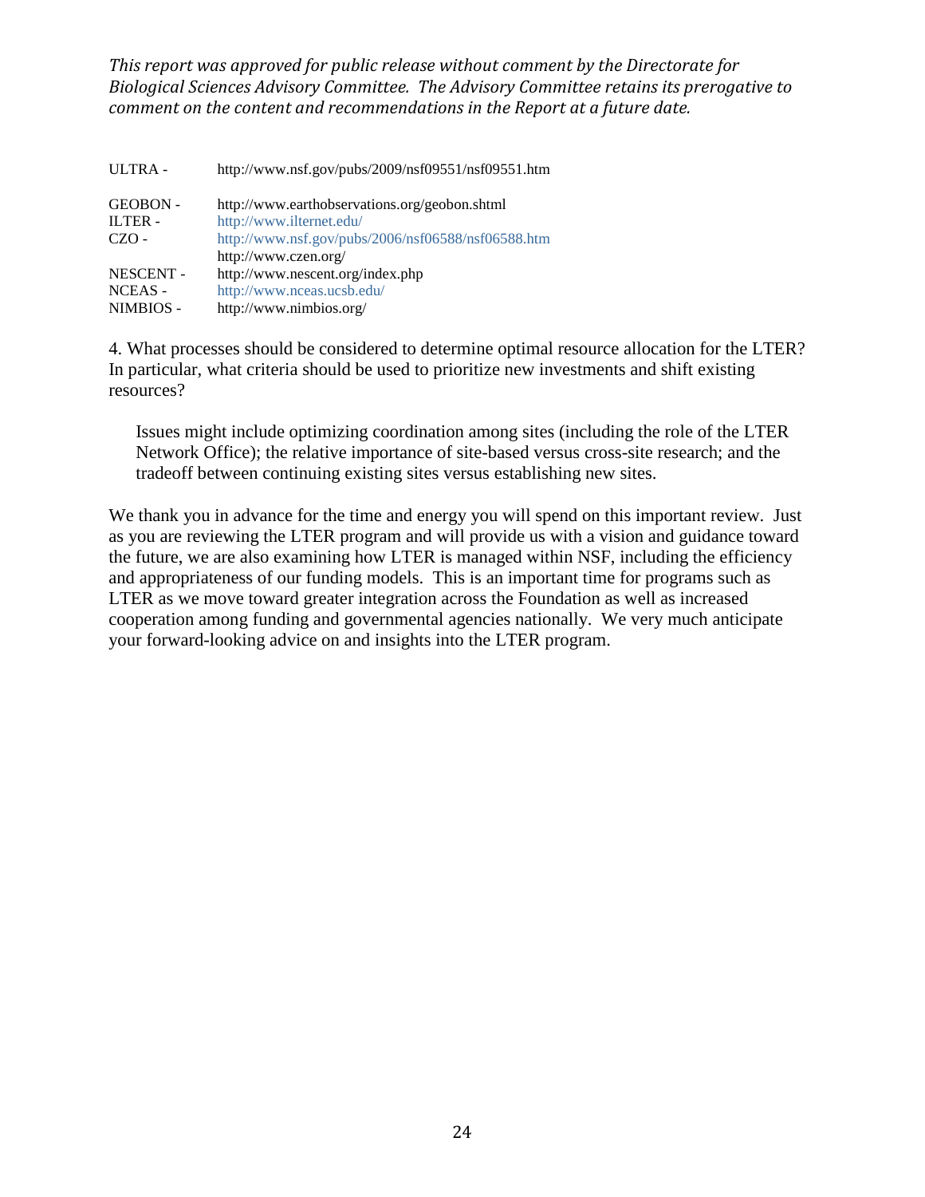*This report was approved for public release without comment by the Directorate for Biological Sciences Advisory Committee. The Advisory Committee retains its prerogative to comment on the content and recommendations in the Report at a future date.*

| | |
|---|---|
| ULTRA - | http://www.nsf.gov/pubs/2009/nsf09551/nsf09551.htm |
| GEOBON - | http://www.earthobservations.org/geobon.shtml |
| ILTER - | http://www.ilternet.edu/ |
| CZO - | http://www.nsf.gov/pubs/2006/nsf06588/nsf06588.htm<br>http://www.czen.org/ |
| NESCENT - | http://www.nescent.org/index.php |
| NCEAS - | http://www.nceas.ucsb.edu/ |
| NIMBIOS - | http://www.nimbios.org/ |

4. What processes should be considered to determine optimal resource allocation for the LTER? In particular, what criteria should be used to prioritize new investments and shift existing resources?

> Issues might include optimizing coordination among sites (including the role of the LTER Network Office); the relative importance of site-based versus cross-site research; and the tradeoff between continuing existing sites versus establishing new sites.

We thank you in advance for the time and energy you will spend on this important review. Just as you are reviewing the LTER program and will provide us with a vision and guidance toward the future, we are also examining how LTER is managed within NSF, including the efficiency and appropriateness of our funding models. This is an important time for programs such as LTER as we move toward greater integration across the Foundation as well as increased cooperation among funding and governmental agencies nationally. We very much anticipate your forward-looking advice on and insights into the LTER program.